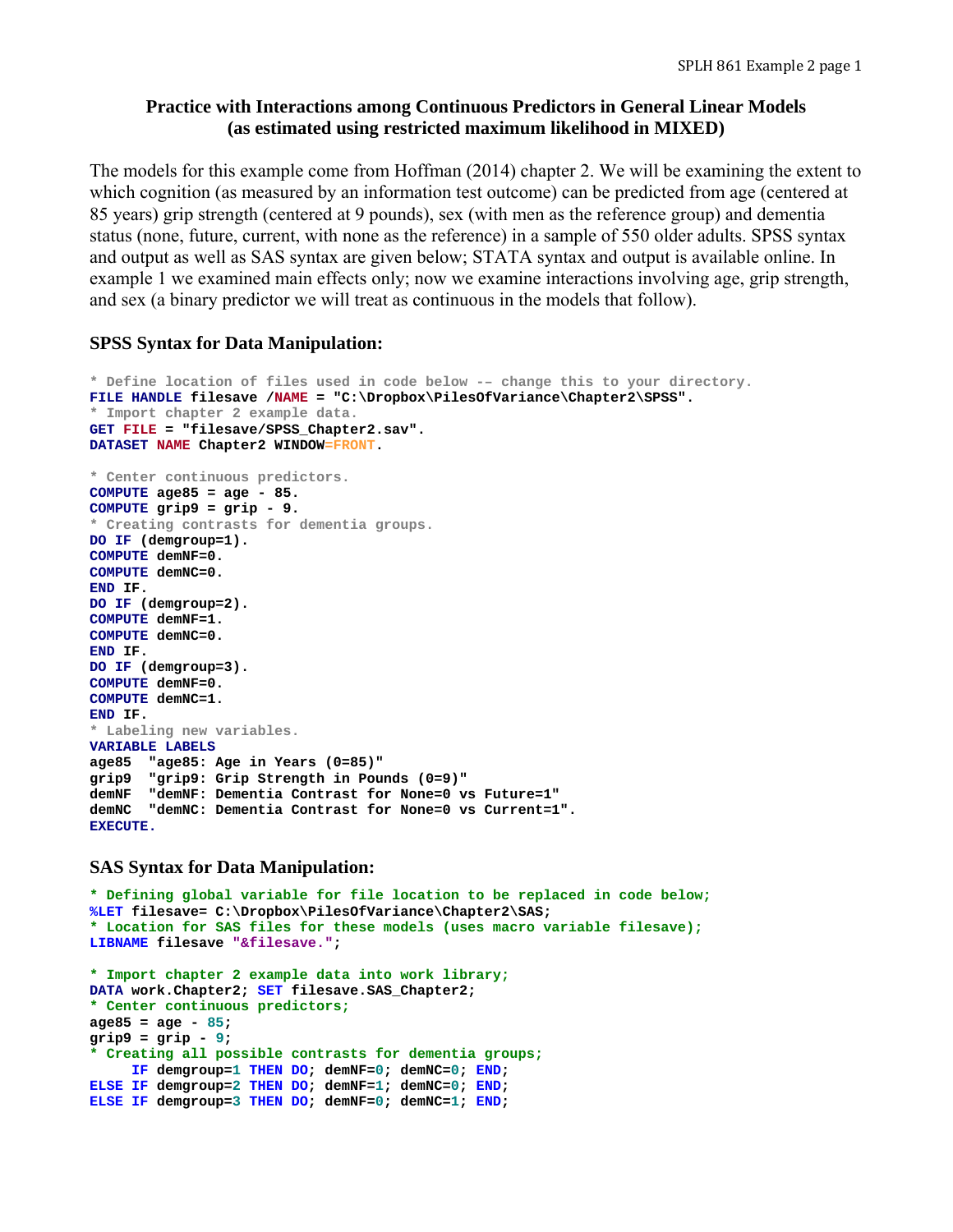**Practice with Interactions among Continuous Predictors in General Linear Models (as estimated using restricted maximum likelihood in MIXED)**

The models for this example come from Hoffman (2014) chapter 2. We will be examining the extent to which cognition (as measured by an information test outcome) can be predicted from age (centered at 85 years) grip strength (centered at 9 pounds), sex (with men as the reference group) and dementia status (none, future, current, with none as the reference) in a sample of 550 older adults. SPSS syntax and output as well as SAS syntax are given below; STATA syntax and output is available online. In example 1 we examined main effects only; now we examine interactions involving age, grip strength, and sex (a binary predictor we will treat as continuous in the models that follow).

### SPSS Syntax for Data Manipulation:

```
* Define location of files used in code below -- change this to your directory.
FILE HANDLE filesave /NAME = "C:\Dropbox\PilesOfVariance\Chapter2\SPSS".
* Import chapter 2 example data.
GET FILE = "filesave/SPSS_Chapter2.sav".
DATASET NAME Chapter2 WINDOW=FRONT.

* Center continuous predictors.
COMPUTE age85 = age - 85.
COMPUTE grip9 = grip - 9.
* Creating contrasts for dementia groups.
DO IF (demgroup=1).
COMPUTE demNF=0.
COMPUTE demNC=0.
END IF.
DO IF (demgroup=2).
COMPUTE demNF=1.
COMPUTE demNC=0.
END IF.
DO IF (demgroup=3).
COMPUTE demNF=0.
COMPUTE demNC=1.
END IF.
* Labeling new variables.
VARIABLE LABELS
age85  "age85: Age in Years (0=85)"
grip9  "grip9: Grip Strength in Pounds (0=9)"
demNF  "demNF: Dementia Contrast for None=0 vs Future=1"
demNC  "demNC: Dementia Contrast for None=0 vs Current=1".
EXECUTE.
```

### SAS Syntax for Data Manipulation:

```
* Defining global variable for file location to be replaced in code below;
%LET filesave= C:\Dropbox\PilesOfVariance\Chapter2\SAS;
* Location for SAS files for these models (uses macro variable filesave);
LIBNAME filesave "&filesave.";

* Import chapter 2 example data into work library;
DATA work.Chapter2; SET filesave.SAS_Chapter2;
* Center continuous predictors;
age85 = age - 85;
grip9 = grip - 9;
* Creating all possible contrasts for dementia groups;
     IF demgroup=1 THEN DO; demNF=0; demNC=0; END;
ELSE IF demgroup=2 THEN DO; demNF=1; demNC=0; END;
ELSE IF demgroup=3 THEN DO; demNF=0; demNC=1; END;
```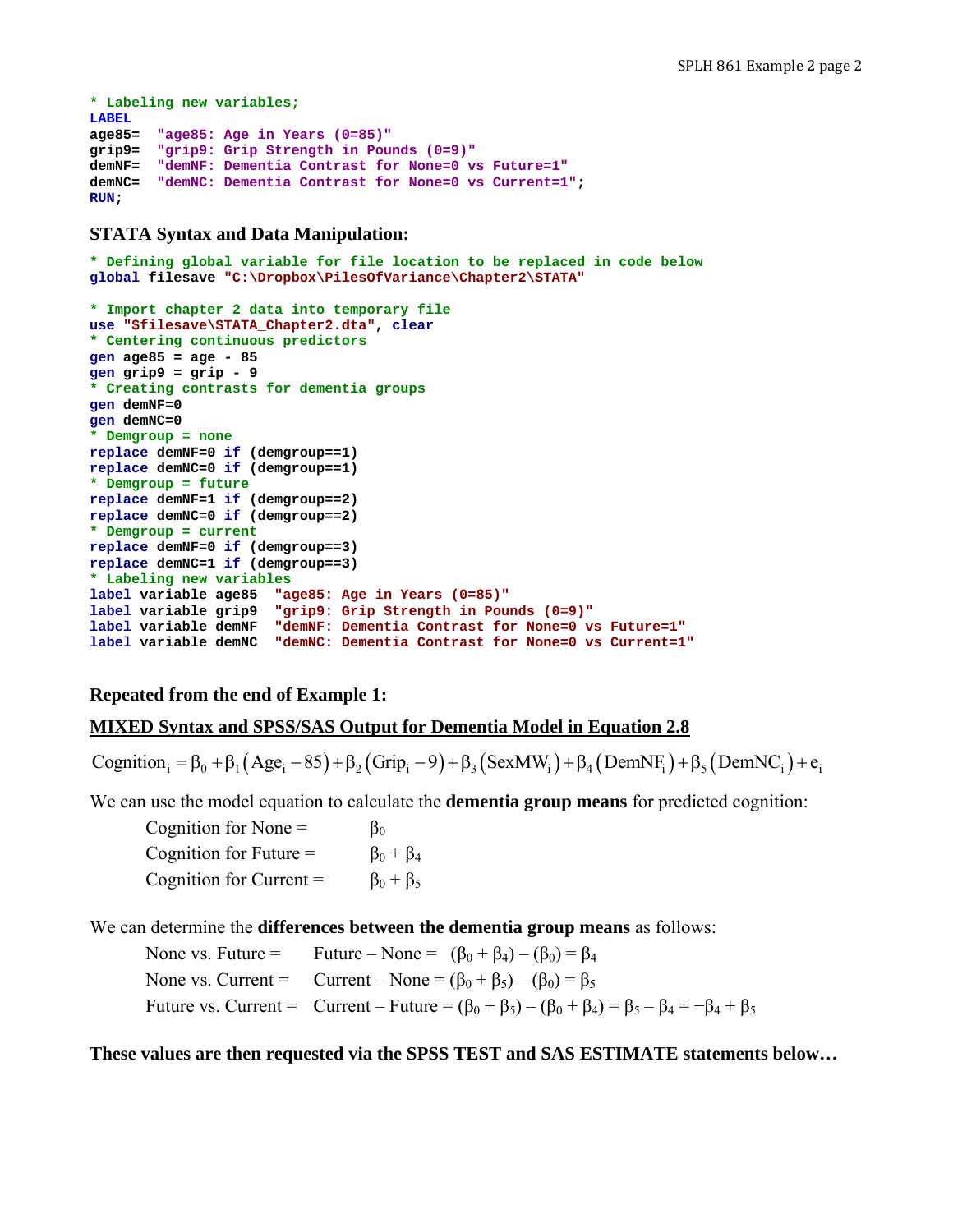```
* Labeling new variables;
LABEL
age85=  "age85: Age in Years (0=85)"
grip9=  "grip9: Grip Strength in Pounds (0=9)"
demNF=  "demNF: Dementia Contrast for None=0 vs Future=1"
demNC=  "demNC: Dementia Contrast for None=0 vs Current=1";
RUN;
```

### STATA Syntax and Data Manipulation:

```
* Defining global variable for file location to be replaced in code below
global filesave "C:\Dropbox\PilesOfVariance\Chapter2\STATA"

* Import chapter 2 data into temporary file
use "$filesave\STATA_Chapter2.dta", clear
* Centering continuous predictors
gen age85 = age - 85
gen grip9 = grip - 9
* Creating contrasts for dementia groups
gen demNF=0
gen demNC=0
* Demgroup = none
replace demNF=0 if (demgroup==1)
replace demNC=0 if (demgroup==1)
* Demgroup = future
replace demNF=1 if (demgroup==2)
replace demNC=0 if (demgroup==2)
* Demgroup = current
replace demNF=0 if (demgroup==3)
replace demNC=1 if (demgroup==3)
* Labeling new variables
label variable age85  "age85: Age in Years (0=85)"
label variable grip9  "grip9: Grip Strength in Pounds (0=9)"
label variable demNF  "demNF: Dementia Contrast for None=0 vs Future=1"
label variable demNC  "demNC: Dementia Contrast for None=0 vs Current=1"
```

### Repeated from the end of Example 1:

### MIXED Syntax and SPSS/SAS Output for Dementia Model in Equation 2.8

$$\text{Cognition}_i = \beta_0 + \beta_1\left(\text{Age}_i - 85\right) + \beta_2\left(\text{Grip}_i - 9\right) + \beta_3\left(\text{SexMW}_i\right) + \beta_4\left(\text{DemNF}_i\right) + \beta_5\left(\text{DemNC}_i\right) + e_i$$

We can use the model equation to calculate the **dementia group means** for predicted cognition:

- Cognition for None = $\beta_0$
- Cognition for Future = $\beta_0 + \beta_4$
- Cognition for Current = $\beta_0 + \beta_5$

We can determine the **differences between the dementia group means** as follows:

- None vs. Future = Future – None = $(\beta_0 + \beta_4) - (\beta_0) = \beta_4$
- None vs. Current = Current – None = $(\beta_0 + \beta_5) - (\beta_0) = \beta_5$
- Future vs. Current = Current – Future = $(\beta_0 + \beta_5) - (\beta_0 + \beta_4) = \beta_5 - \beta_4 = -\beta_4 + \beta_5$

**These values are then requested via the SPSS TEST and SAS ESTIMATE statements below…**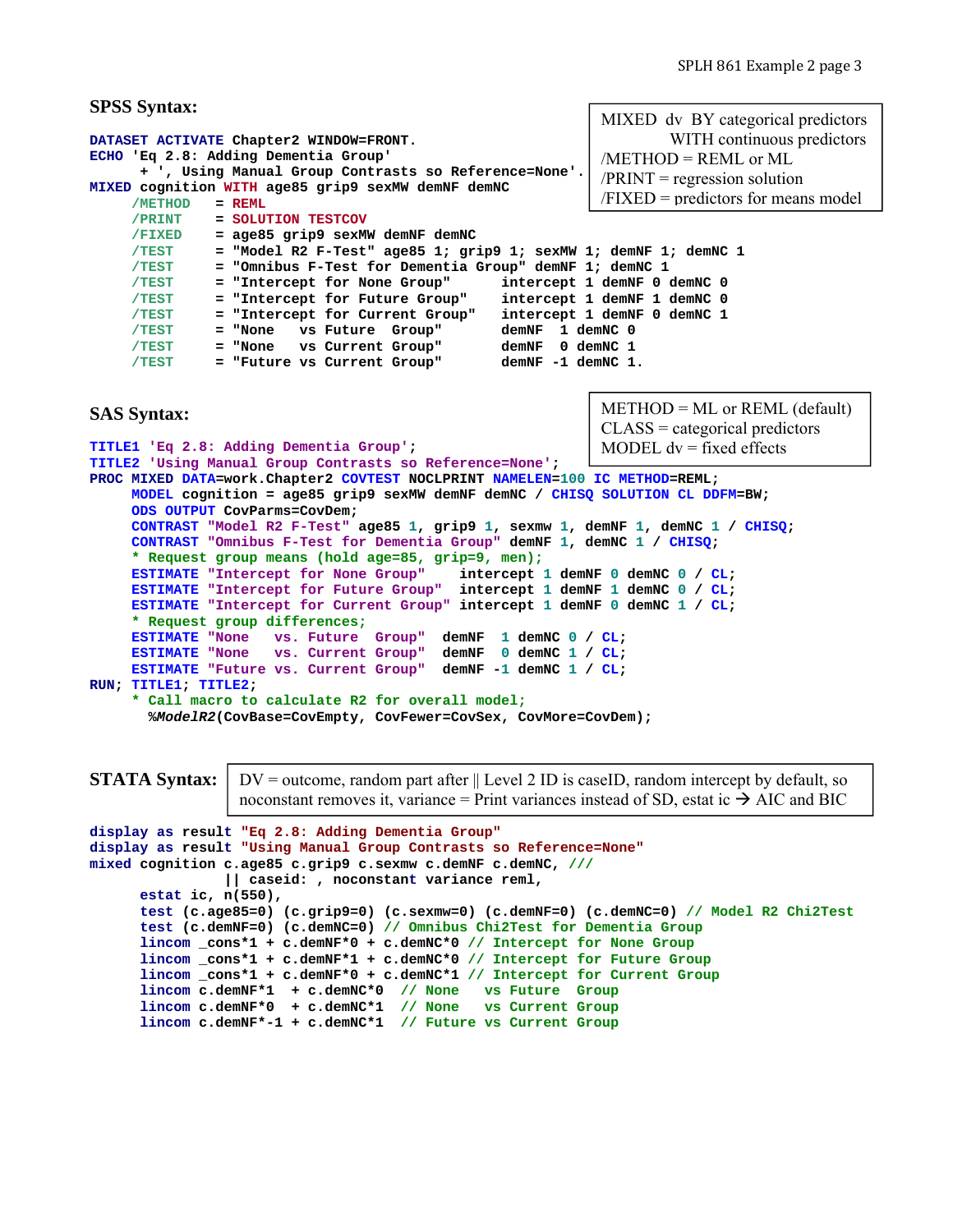## SPSS Syntax:

> MIXED dv BY categorical predictors
> WITH continuous predictors
> /METHOD = REML or ML
> /PRINT = regression solution
> /FIXED = predictors for means model

```
DATASET ACTIVATE Chapter2 WINDOW=FRONT.
ECHO 'Eq 2.8: Adding Dementia Group'
     + ', Using Manual Group Contrasts so Reference=None'.
MIXED cognition WITH age85 grip9 sexMW demNF demNC
     /METHOD   = REML
     /PRINT    = SOLUTION TESTCOV
     /FIXED    = age85 grip9 sexMW demNF demNC
     /TEST     = "Model R2 F-Test" age85 1; grip9 1; sexMW 1; demNF 1; demNC 1
     /TEST     = "Omnibus F-Test for Dementia Group" demNF 1; demNC 1
     /TEST     = "Intercept for None Group"     intercept 1 demNF 0 demNC 0
     /TEST     = "Intercept for Future Group"   intercept 1 demNF 1 demNC 0
     /TEST     = "Intercept for Current Group"  intercept 1 demNF 0 demNC 1
     /TEST     = "None   vs Future  Group"      demNF  1 demNC 0
     /TEST     = "None   vs Current Group"      demNF  0 demNC 1
     /TEST     = "Future vs Current Group"      demNF -1 demNC 1.
```

## SAS Syntax:

> METHOD = ML or REML (default)
> CLASS = categorical predictors
> MODEL dv = fixed effects

```
TITLE1 'Eq 2.8: Adding Dementia Group';
TITLE2 'Using Manual Group Contrasts so Reference=None';
PROC MIXED DATA=work.Chapter2 COVTEST NOCLPRINT NAMELEN=100 IC METHOD=REML;
     MODEL cognition = age85 grip9 sexMW demNF demNC / CHISQ SOLUTION CL DDFM=BW;
     ODS OUTPUT CovParms=CovDem;
     CONTRAST "Model R2 F-Test" age85 1, grip9 1, sexmw 1, demNF 1, demNC 1 / CHISQ;
     CONTRAST "Omnibus F-Test for Dementia Group" demNF 1, demNC 1 / CHISQ;
     * Request group means (hold age=85, grip=9, men);
     ESTIMATE "Intercept for None Group"    intercept 1 demNF 0 demNC 0 / CL;
     ESTIMATE "Intercept for Future Group"  intercept 1 demNF 1 demNC 0 / CL;
     ESTIMATE "Intercept for Current Group" intercept 1 demNF 0 demNC 1 / CL;
     * Request group differences;
     ESTIMATE "None   vs. Future  Group"  demNF  1 demNC 0 / CL;
     ESTIMATE "None   vs. Current Group"  demNF  0 demNC 1 / CL;
     ESTIMATE "Future vs. Current Group"  demNF -1 demNC 1 / CL;
RUN; TITLE1; TITLE2;
     * Call macro to calculate R2 for overall model;
       %ModelR2(CovBase=CovEmpty, CovFewer=CovSex, CovMore=CovDem);
```

## STATA Syntax:

> DV = outcome, random part after || Level 2 ID is caseID, random intercept by default, so noconstant removes it, variance = Print variances instead of SD, estat ic → AIC and BIC

```
display as result "Eq 2.8: Adding Dementia Group"
display as result "Using Manual Group Contrasts so Reference=None"
mixed cognition c.age85 c.grip9 c.sexmw c.demNF c.demNC, ///
                || caseid: , noconstant variance reml,
      estat ic, n(550),
      test (c.age85=0) (c.grip9=0) (c.sexmw=0) (c.demNF=0) (c.demNC=0) // Model R2 Chi2Test
      test (c.demNF=0) (c.demNC=0) // Omnibus Chi2Test for Dementia Group
      lincom _cons*1 + c.demNF*0 + c.demNC*0 // Intercept for None Group
      lincom _cons*1 + c.demNF*1 + c.demNC*0 // Intercept for Future Group
      lincom _cons*1 + c.demNF*0 + c.demNC*1 // Intercept for Current Group
      lincom c.demNF*1  + c.demNC*0  // None   vs Future  Group
      lincom c.demNF*0  + c.demNC*1  // None   vs Current Group
      lincom c.demNF*-1 + c.demNC*1  // Future vs Current Group
```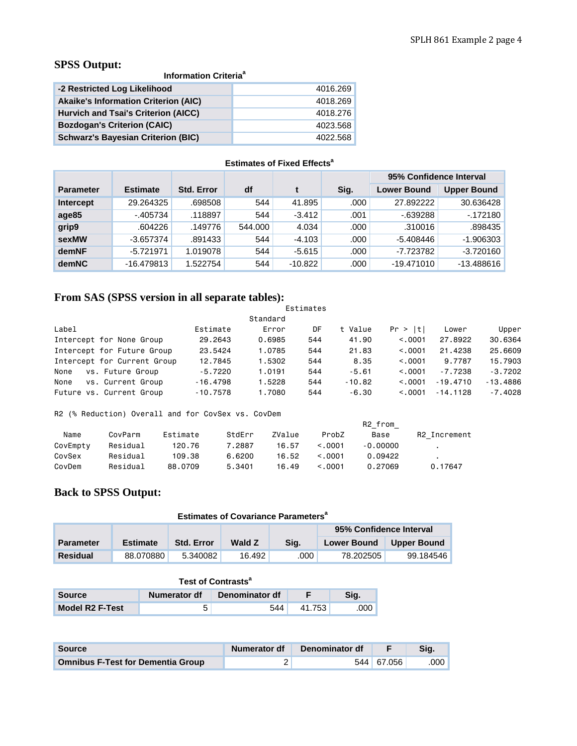## SPSS Output:

**Information Criteria[a]**

| | |
|---|---|
| -2 Restricted Log Likelihood | 4016.269 |
| Akaike's Information Criterion (AIC) | 4018.269 |
| Hurvich and Tsai's Criterion (AICC) | 4018.276 |
| Bozdogan's Criterion (CAIC) | 4023.568 |
| Schwarz's Bayesian Criterion (BIC) | 4022.568 |

**Estimates of Fixed Effects[a]**

| Parameter | Estimate | Std. Error | df | t | Sig. | 95% Confidence Interval | |
|---|---|---|---|---|---|---|---|
| | | | | | | Lower Bound | Upper Bound |
| Intercept | 29.264325 | .698508 | 544 | 41.895 | .000 | 27.892222 | 30.636428 |
| age85 | -.405734 | .118897 | 544 | -3.412 | .001 | -.639288 | -.172180 |
| grip9 | .604226 | .149776 | 544.000 | 4.034 | .000 | .310016 | .898435 |
| sexMW | -3.657374 | .891433 | 544 | -4.103 | .000 | -5.408446 | -1.906303 |
| demNF | -5.721971 | 1.019078 | 544 | -5.615 | .000 | -7.723782 | -3.720160 |
| demNC | -16.479813 | 1.522754 | 544 | -10.822 | .000 | -19.471010 | -13.488616 |

## From SAS (SPSS version in all separate tables):

```
                                              Estimates
                                       Standard
Label                       Estimate      Error     DF   t Value   Pr > |t|     Lower     Upper
Intercept for None Group     29.2643     0.6985    544     41.90     <.0001   27.8922   30.6364
Intercept for Future Group   23.5424     1.0785    544     21.83     <.0001   21.4238   25.6609
Intercept for Current Group  12.7845     1.5302    544      8.35     <.0001    9.7787   15.7903
None    vs. Future Group     -5.7220     1.0191    544     -5.61     <.0001   -7.7238   -3.7202
None    vs. Current Group   -16.4798     1.5228    544    -10.82     <.0001  -19.4710  -13.4886
Future vs. Current Group    -10.7578     1.7080    544     -6.30     <.0001  -14.1128   -7.4028

R2 (% Reduction) Overall and for CovSex vs. CovDem
                                                                   R2_from_
  Name      CovParm    Estimate      StdErr    ZValue     ProbZ      Base      R2_Increment
CovEmpty   Residual     120.76      7.2887     16.57     <.0001   -0.00000          .
CovSex     Residual     109.38      6.6200     16.52     <.0001    0.09422          .
CovDem     Residual    88.0709      5.3401     16.49     <.0001    0.27069       0.17647
```

## Back to SPSS Output:

**Estimates of Covariance Parameters[a]**

| Parameter | Estimate | Std. Error | Wald Z | Sig. | 95% Confidence Interval | |
|---|---|---|---|---|---|---|
| | | | | | Lower Bound | Upper Bound |
| Residual | 88.070880 | 5.340082 | 16.492 | .000 | 78.202505 | 99.184546 |

**Test of Contrasts[a]**

| Source | Numerator df | Denominator df | F | Sig. |
|---|---|---|---|---|
| Model R2 F-Test | 5 | 544 | 41.753 | .000 |

| Source | Numerator df | Denominator df | F | Sig. |
|---|---|---|---|---|
| Omnibus F-Test for Dementia Group | 2 | 544 | 67.056 | .000 |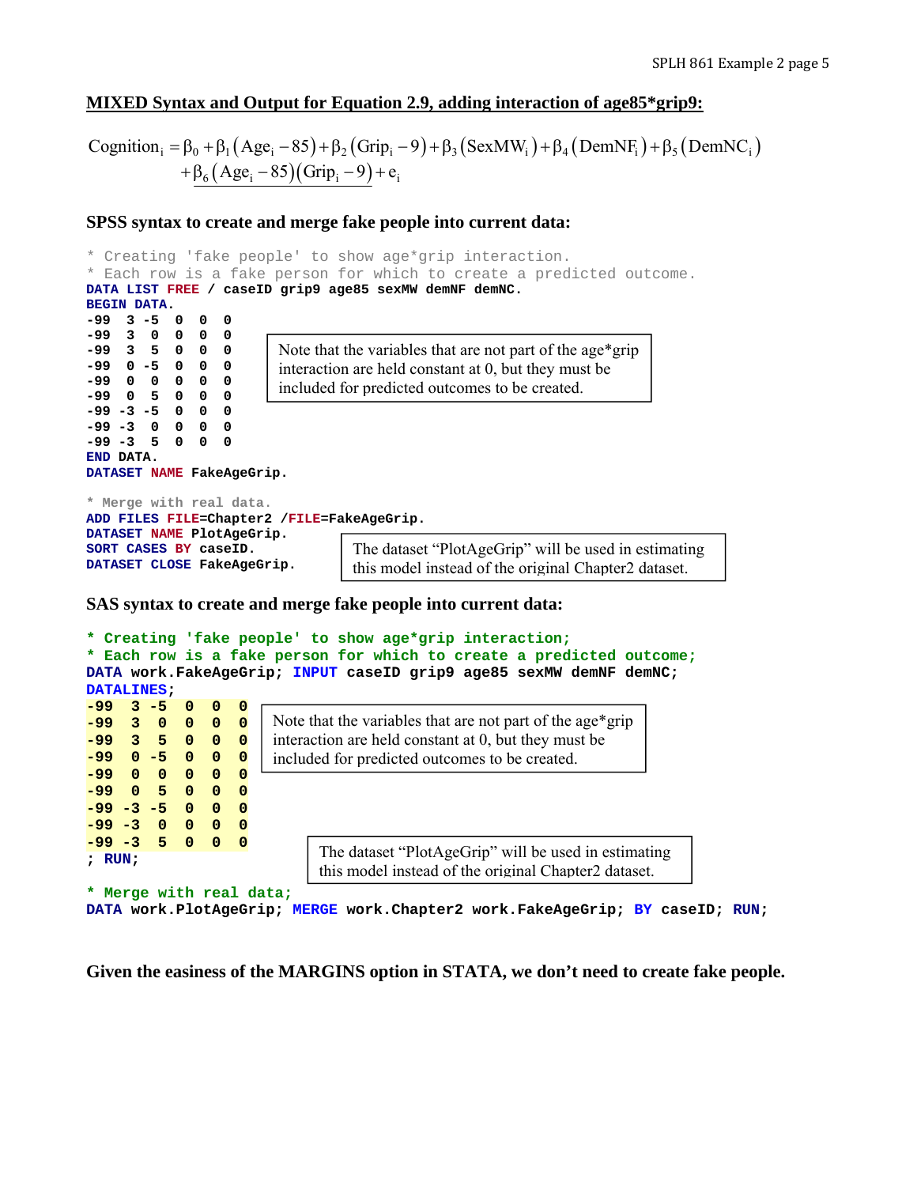## MIXED Syntax and Output for Equation 2.9, adding interaction of age85*grip9:

$$
\begin{aligned}
\text{Cognition}_i = \beta_0 &+ \beta_1\left(\text{Age}_i - 85\right) + \beta_2\left(\text{Grip}_i - 9\right) + \beta_3\left(\text{SexMW}_i\right) + \beta_4\left(\text{DemNF}_i\right) + \beta_5\left(\text{DemNC}_i\right) \\
&+ \underline{\beta_6\left(\text{Age}_i - 85\right)\left(\text{Grip}_i - 9\right)} + e_i
\end{aligned}
$$

### SPSS syntax to create and merge fake people into current data:

```
* Creating 'fake people' to show age*grip interaction.
* Each row is a fake person for which to create a predicted outcome.
DATA LIST FREE / caseID grip9 age85 sexMW demNF demNC.
BEGIN DATA.
-99  3 -5  0  0  0
-99  3  0  0  0  0
-99  3  5  0  0  0
-99  0 -5  0  0  0
-99  0  0  0  0  0
-99  0  5  0  0  0
-99 -3 -5  0  0  0
-99 -3  0  0  0  0
-99 -3  5  0  0  0
END DATA.
DATASET NAME FakeAgeGrip.

* Merge with real data.
ADD FILES FILE=Chapter2 /FILE=FakeAgeGrip.
DATASET NAME PlotAgeGrip.
SORT CASES BY caseID.
DATASET CLOSE FakeAgeGrip.
```

Note that the variables that are not part of the age*grip interaction are held constant at 0, but they must be included for predicted outcomes to be created.

The dataset "PlotAgeGrip" will be used in estimating this model instead of the original Chapter2 dataset.

### SAS syntax to create and merge fake people into current data:

```
* Creating 'fake people' to show age*grip interaction;
* Each row is a fake person for which to create a predicted outcome;
DATA work.FakeAgeGrip; INPUT caseID grip9 age85 sexMW demNF demNC;
DATALINES;
-99  3 -5  0  0  0
-99  3  0  0  0  0
-99  3  5  0  0  0
-99  0 -5  0  0  0
-99  0  0  0  0  0
-99  0  5  0  0  0
-99 -3 -5  0  0  0
-99 -3  0  0  0  0
-99 -3  5  0  0  0
; RUN;

* Merge with real data;
DATA work.PlotAgeGrip; MERGE work.Chapter2 work.FakeAgeGrip; BY caseID; RUN;
```

Note that the variables that are not part of the age*grip interaction are held constant at 0, but they must be included for predicted outcomes to be created.

The dataset "PlotAgeGrip" will be used in estimating this model instead of the original Chapter2 dataset.

**Given the easiness of the MARGINS option in STATA, we don't need to create fake people.**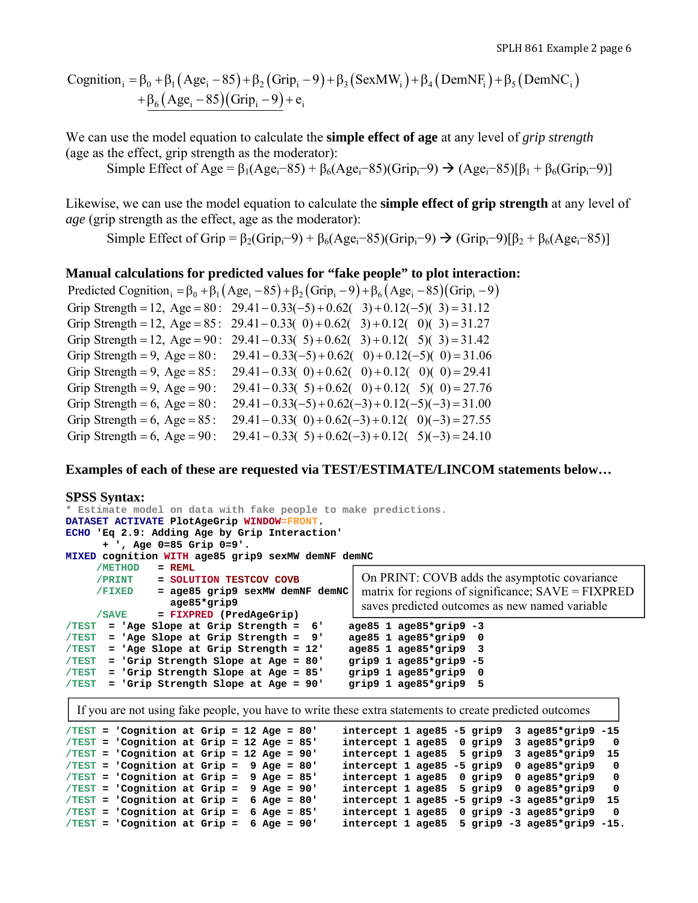$$\text{Cognition}_i = \beta_0 + \beta_1(\text{Age}_i - 85) + \beta_2(\text{Grip}_i - 9) + \beta_3(\text{SexMW}_i) + \beta_4(\text{DemNF}_i) + \beta_5(\text{DemNC}_i)$$
$$+ \underline{\beta_6(\text{Age}_i - 85)(\text{Grip}_i - 9)} + e_i$$

We can use the model equation to calculate the **simple effect of age** at any level of *grip strength* (age as the effect, grip strength as the moderator):

$$\text{Simple Effect of Age} = \beta_1(\text{Age}_i - 85) + \beta_6(\text{Age}_i - 85)(\text{Grip}_i - 9) \rightarrow (\text{Age}_i - 85)[\beta_1 + \beta_6(\text{Grip}_i - 9)]$$

Likewise, we can use the model equation to calculate the **simple effect of grip strength** at any level of *age* (grip strength as the effect, age as the moderator):

$$\text{Simple Effect of Grip} = \beta_2(\text{Grip}_i - 9) + \beta_6(\text{Age}_i - 85)(\text{Grip}_i - 9) \rightarrow (\text{Grip}_i - 9)[\beta_2 + \beta_6(\text{Age}_i - 85)]$$

**Manual calculations for predicted values for "fake people" to plot interaction:**

$$\text{Predicted Cognition}_i = \beta_0 + \beta_1(\text{Age}_i - 85) + \beta_2(\text{Grip}_i - 9) + \beta_6(\text{Age}_i - 85)(\text{Grip}_i - 9)$$

$$\begin{aligned}
&\text{Grip Strength} = 12,\ \text{Age} = 80: && 29.41 - 0.33(-5) + 0.62(\ \ 3) + 0.12(-5)(\ \ 3) = 31.12 \\
&\text{Grip Strength} = 12,\ \text{Age} = 85: && 29.41 - 0.33(\ \ 0) + 0.62(\ \ 3) + 0.12(\ \ 0)(\ \ 3) = 31.27 \\
&\text{Grip Strength} = 12,\ \text{Age} = 90: && 29.41 - 0.33(\ \ 5) + 0.62(\ \ 3) + 0.12(\ \ 5)(\ \ 3) = 31.42 \\
&\text{Grip Strength} = 9,\ \text{Age} = 80: && 29.41 - 0.33(-5) + 0.62(\ \ 0) + 0.12(-5)(\ \ 0) = 31.06 \\
&\text{Grip Strength} = 9,\ \text{Age} = 85: && 29.41 - 0.33(\ \ 0) + 0.62(\ \ 0) + 0.12(\ \ 0)(\ \ 0) = 29.41 \\
&\text{Grip Strength} = 9,\ \text{Age} = 90: && 29.41 - 0.33(\ \ 5) + 0.62(\ \ 0) + 0.12(\ \ 5)(\ \ 0) = 27.76 \\
&\text{Grip Strength} = 6,\ \text{Age} = 80: && 29.41 - 0.33(-5) + 0.62(-3) + 0.12(-5)(-3) = 31.00 \\
&\text{Grip Strength} = 6,\ \text{Age} = 85: && 29.41 - 0.33(\ \ 0) + 0.62(-3) + 0.12(\ \ 0)(-3) = 27.55 \\
&\text{Grip Strength} = 6,\ \text{Age} = 90: && 29.41 - 0.33(\ \ 5) + 0.62(-3) + 0.12(\ \ 5)(-3) = 24.10
\end{aligned}$$

**Examples of each of these are requested via TEST/ESTIMATE/LINCOM statements below…**

**SPSS Syntax:**

```
* Estimate model on data with fake people to make predictions.
DATASET ACTIVATE PlotAgeGrip WINDOW=FRONT.
ECHO 'Eq 2.9: Adding Age by Grip Interaction'
      + ', Age 0=85 Grip 0=9'.
MIXED cognition WITH age85 grip9 sexMW demNF demNC
     /METHOD   = REML
     /PRINT    = SOLUTION TESTCOV COVB
     /FIXED    = age85 grip9 sexMW demNF demNC
                 age85*grip9
     /SAVE     = FIXPRED (PredAgeGrip)
/TEST  = 'Age Slope at Grip Strength =  6'   age85 1 age85*grip9 -3
/TEST  = 'Age Slope at Grip Strength =  9'   age85 1 age85*grip9  0
/TEST  = 'Age Slope at Grip Strength = 12'   age85 1 age85*grip9  3
/TEST  = 'Grip Strength Slope at Age = 80'   grip9 1 age85*grip9 -5
/TEST  = 'Grip Strength Slope at Age = 85'   grip9 1 age85*grip9  0
/TEST  = 'Grip Strength Slope at Age = 90'   grip9 1 age85*grip9  5
```

On PRINT: COVB adds the asymptotic covariance matrix for regions of significance; SAVE = FIXPRED saves predicted outcomes as new named variable

If you are not using fake people, you have to write these extra statements to create predicted outcomes

```
/TEST = 'Cognition at Grip = 12 Age = 80'   intercept 1 age85 -5 grip9  3 age85*grip9 -15
/TEST = 'Cognition at Grip = 12 Age = 85'   intercept 1 age85  0 grip9  3 age85*grip9   0
/TEST = 'Cognition at Grip = 12 Age = 90'   intercept 1 age85  5 grip9  3 age85*grip9  15
/TEST = 'Cognition at Grip =  9 Age = 80'   intercept 1 age85 -5 grip9  0 age85*grip9   0
/TEST = 'Cognition at Grip =  9 Age = 85'   intercept 1 age85  0 grip9  0 age85*grip9   0
/TEST = 'Cognition at Grip =  9 Age = 90'   intercept 1 age85  5 grip9  0 age85*grip9   0
/TEST = 'Cognition at Grip =  6 Age = 80'   intercept 1 age85 -5 grip9 -3 age85*grip9  15
/TEST = 'Cognition at Grip =  6 Age = 85'   intercept 1 age85  0 grip9 -3 age85*grip9   0
/TEST = 'Cognition at Grip =  6 Age = 90'   intercept 1 age85  5 grip9 -3 age85*grip9 -15.
```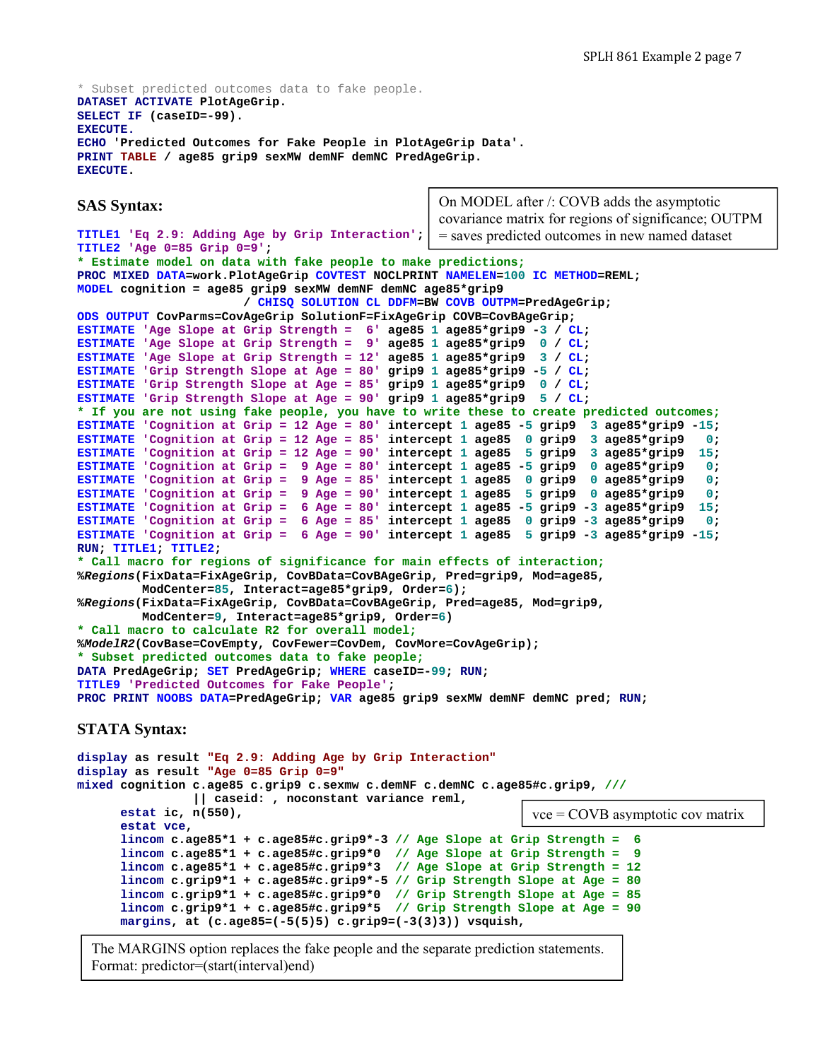```
* Subset predicted outcomes data to fake people.
DATASET ACTIVATE PlotAgeGrip.
SELECT IF (caseID=-99).
EXECUTE.
ECHO 'Predicted Outcomes for Fake People in PlotAgeGrip Data'.
PRINT TABLE / age85 grip9 sexMW demNF demNC PredAgeGrip.
EXECUTE.
```

## SAS Syntax:

On MODEL after /: COVB adds the asymptotic covariance matrix for regions of significance; OUTPM = saves predicted outcomes in new named dataset

```
TITLE1 'Eq 2.9: Adding Age by Grip Interaction';
TITLE2 'Age 0=85 Grip 0=9';
* Estimate model on data with fake people to make predictions;
PROC MIXED DATA=work.PlotAgeGrip COVTEST NOCLPRINT NAMELEN=100 IC METHOD=REML;
MODEL cognition = age85 grip9 sexMW demNF demNC age85*grip9
                  / CHISQ SOLUTION CL DDFM=BW COVB OUTPM=PredAgeGrip;
ODS OUTPUT CovParms=CovAgeGrip SolutionF=FixAgeGrip COVB=CovBAgeGrip;
ESTIMATE 'Age Slope at Grip Strength =  6' age85 1 age85*grip9 -3 / CL;
ESTIMATE 'Age Slope at Grip Strength =  9' age85 1 age85*grip9  0 / CL;
ESTIMATE 'Age Slope at Grip Strength = 12' age85 1 age85*grip9  3 / CL;
ESTIMATE 'Grip Strength Slope at Age = 80' grip9 1 age85*grip9 -5 / CL;
ESTIMATE 'Grip Strength Slope at Age = 85' grip9 1 age85*grip9  0 / CL;
ESTIMATE 'Grip Strength Slope at Age = 90' grip9 1 age85*grip9  5 / CL;
* If you are not using fake people, you have to write these to create predicted outcomes;
ESTIMATE 'Cognition at Grip = 12 Age = 80' intercept 1 age85 -5 grip9  3 age85*grip9 -15;
ESTIMATE 'Cognition at Grip = 12 Age = 85' intercept 1 age85  0 grip9  3 age85*grip9   0;
ESTIMATE 'Cognition at Grip = 12 Age = 90' intercept 1 age85  5 grip9  3 age85*grip9  15;
ESTIMATE 'Cognition at Grip =  9 Age = 80' intercept 1 age85 -5 grip9  0 age85*grip9   0;
ESTIMATE 'Cognition at Grip =  9 Age = 85' intercept 1 age85  0 grip9  0 age85*grip9   0;
ESTIMATE 'Cognition at Grip =  9 Age = 90' intercept 1 age85  5 grip9  0 age85*grip9   0;
ESTIMATE 'Cognition at Grip =  6 Age = 80' intercept 1 age85 -5 grip9 -3 age85*grip9  15;
ESTIMATE 'Cognition at Grip =  6 Age = 85' intercept 1 age85  0 grip9 -3 age85*grip9   0;
ESTIMATE 'Cognition at Grip =  6 Age = 90' intercept 1 age85  5 grip9 -3 age85*grip9 -15;
RUN; TITLE1; TITLE2;
* Call macro for regions of significance for main effects of interaction;
%Regions(FixData=FixAgeGrip, CovBData=CovBAgeGrip, Pred=grip9, Mod=age85,
         ModCenter=85, Interact=age85*grip9, Order=6);
%Regions(FixData=FixAgeGrip, CovBData=CovBAgeGrip, Pred=age85, Mod=grip9,
         ModCenter=9, Interact=age85*grip9, Order=6)
* Call macro to calculate R2 for overall model;
%ModelR2(CovBase=CovEmpty, CovFewer=CovDem, CovMore=CovAgeGrip);
* Subset predicted outcomes data to fake people;
DATA PredAgeGrip; SET PredAgeGrip; WHERE caseID=-99; RUN;
TITLE9 'Predicted Outcomes for Fake People';
PROC PRINT NOOBS DATA=PredAgeGrip; VAR age85 grip9 sexMW demNF demNC pred; RUN;
```

## STATA Syntax:

```
display as result "Eq 2.9: Adding Age by Grip Interaction"
display as result "Age 0=85 Grip 0=9"
mixed cognition c.age85 c.grip9 c.sexmw c.demNF c.demNC c.age85#c.grip9, ///
              || caseid: , noconstant variance reml,
      estat ic, n(550),
      estat vce,
      lincom c.age85*1 + c.age85#c.grip9*-3 // Age Slope at Grip Strength =  6
      lincom c.age85*1 + c.age85#c.grip9*0  // Age Slope at Grip Strength =  9
      lincom c.age85*1 + c.age85#c.grip9*3  // Age Slope at Grip Strength = 12
      lincom c.grip9*1 + c.age85#c.grip9*-5 // Grip Strength Slope at Age = 80
      lincom c.grip9*1 + c.age85#c.grip9*0  // Grip Strength Slope at Age = 85
      lincom c.grip9*1 + c.age85#c.grip9*5  // Grip Strength Slope at Age = 90
      margins, at (c.age85=(-5(5)5) c.grip9=(-3(3)3)) vsquish,
```

vce = COVB asymptotic cov matrix

The MARGINS option replaces the fake people and the separate prediction statements. Format: predictor=(start(interval)end)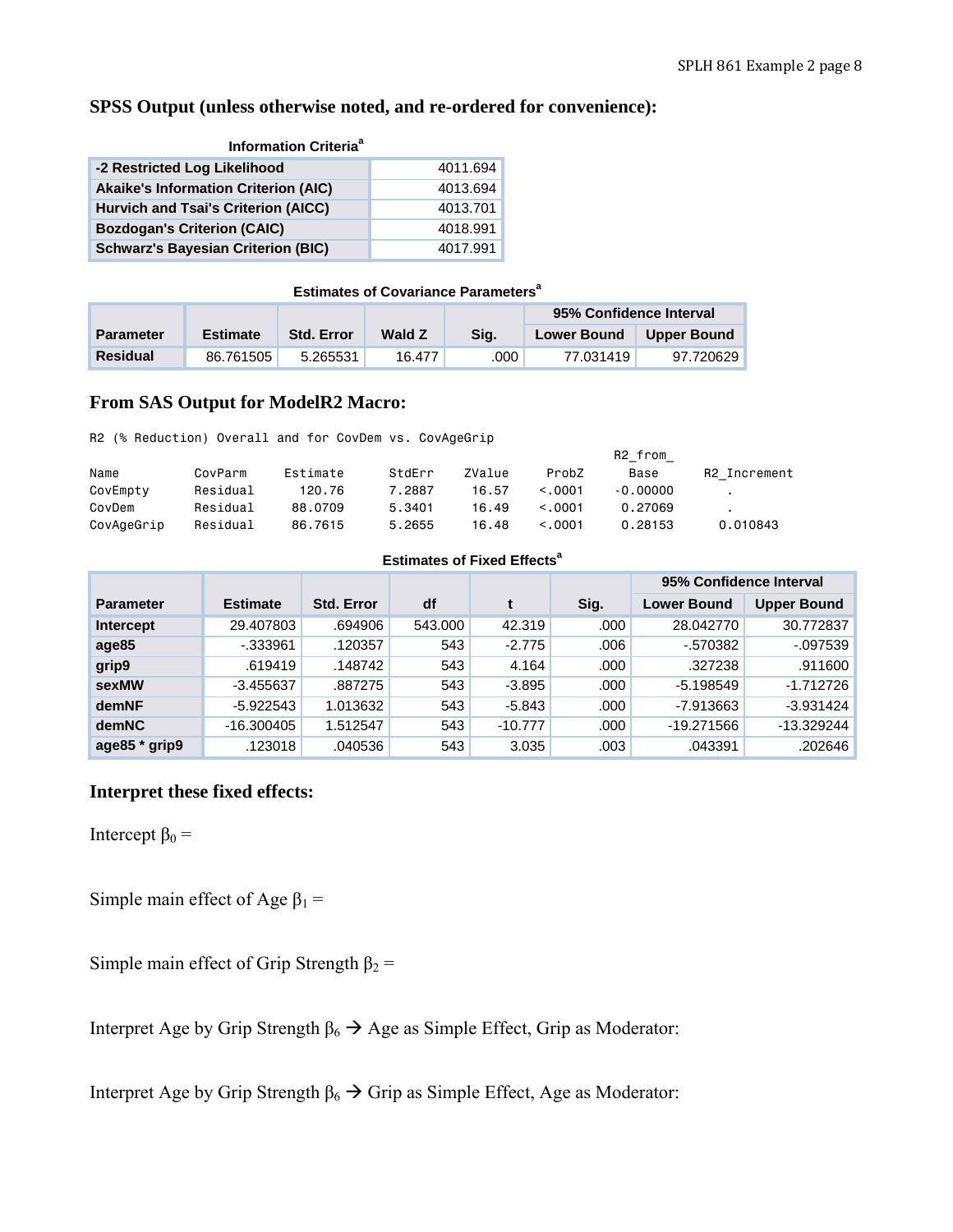## SPSS Output (unless otherwise noted, and re-ordered for convenience):

**Information Criteria**[a]

| | |
|---|---|
| -2 Restricted Log Likelihood | 4011.694 |
| Akaike's Information Criterion (AIC) | 4013.694 |
| Hurvich and Tsai's Criterion (AICC) | 4013.701 |
| Bozdogan's Criterion (CAIC) | 4018.991 |
| Schwarz's Bayesian Criterion (BIC) | 4017.991 |

**Estimates of Covariance Parameters**[a]

| Parameter | Estimate | Std. Error | Wald Z | Sig. | 95% Confidence Interval | |
|---|---|---|---|---|---|---|
| | | | | | Lower Bound | Upper Bound |
| Residual | 86.761505 | 5.265531 | 16.477 | .000 | 77.031419 | 97.720629 |

## From SAS Output for ModelR2 Macro:

```
R2 (% Reduction) Overall and for CovDem vs. CovAgeGrip
                                                                R2_from_
Name         CovParm     Estimate     StdErr    ZValue    ProbZ     Base       R2_Increment
CovEmpty     Residual      120.76     7.2887     16.57    <.0001    -0.00000         .
CovDem       Residual     88.0709     5.3401     16.49    <.0001     0.27069         .
CovAgeGrip   Residual     86.7615     5.2655     16.48    <.0001     0.28153     0.010843
```

**Estimates of Fixed Effects**[a]

| Parameter | Estimate | Std. Error | df | t | Sig. | 95% Confidence Interval | |
|---|---|---|---|---|---|---|---|
| | | | | | | Lower Bound | Upper Bound |
| Intercept | 29.407803 | .694906 | 543.000 | 42.319 | .000 | 28.042770 | 30.772837 |
| age85 | -.333961 | .120357 | 543 | -2.775 | .006 | -.570382 | -.097539 |
| grip9 | .619419 | .148742 | 543 | 4.164 | .000 | .327238 | .911600 |
| sexMW | -3.455637 | .887275 | 543 | -3.895 | .000 | -5.198549 | -1.712726 |
| demNF | -5.922543 | 1.013632 | 543 | -5.843 | .000 | -7.913663 | -3.931424 |
| demNC | -16.300405 | 1.512547 | 543 | -10.777 | .000 | -19.271566 | -13.329244 |
| age85 * grip9 | .123018 | .040536 | 543 | 3.035 | .003 | .043391 | .202646 |

## Interpret these fixed effects:

Intercept $\beta_0$ =

Simple main effect of Age $\beta_1$ =

Simple main effect of Grip Strength $\beta_2$ =

Interpret Age by Grip Strength $\beta_6$ → Age as Simple Effect, Grip as Moderator:

Interpret Age by Grip Strength $\beta_6$ → Grip as Simple Effect, Age as Moderator: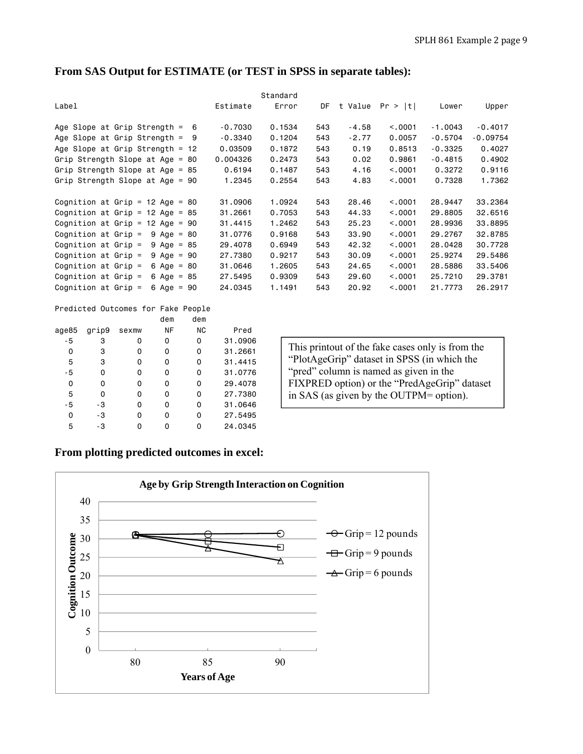## From SAS Output for ESTIMATE (or TEST in SPSS in separate tables):

| Label | Estimate | Standard Error | DF | t Value | Pr > \|t\| | Lower | Upper |
|---|---|---|---|---|---|---|---|
| Age Slope at Grip Strength = 6 | -0.7030 | 0.1534 | 543 | -4.58 | <.0001 | -1.0043 | -0.4017 |
| Age Slope at Grip Strength = 9 | -0.3340 | 0.1204 | 543 | -2.77 | 0.0057 | -0.5704 | -0.09754 |
| Age Slope at Grip Strength = 12 | 0.03509 | 0.1872 | 543 | 0.19 | 0.8513 | -0.3325 | 0.4027 |
| Grip Strength Slope at Age = 80 | 0.004326 | 0.2473 | 543 | 0.02 | 0.9861 | -0.4815 | 0.4902 |
| Grip Strength Slope at Age = 85 | 0.6194 | 0.1487 | 543 | 4.16 | <.0001 | 0.3272 | 0.9116 |
| Grip Strength Slope at Age = 90 | 1.2345 | 0.2554 | 543 | 4.83 | <.0001 | 0.7328 | 1.7362 |
| Cognition at Grip = 12 Age = 80 | 31.0906 | 1.0924 | 543 | 28.46 | <.0001 | 28.9447 | 33.2364 |
| Cognition at Grip = 12 Age = 85 | 31.2661 | 0.7053 | 543 | 44.33 | <.0001 | 29.8805 | 32.6516 |
| Cognition at Grip = 12 Age = 90 | 31.4415 | 1.2462 | 543 | 25.23 | <.0001 | 28.9936 | 33.8895 |
| Cognition at Grip = 9 Age = 80 | 31.0776 | 0.9168 | 543 | 33.90 | <.0001 | 29.2767 | 32.8785 |
| Cognition at Grip = 9 Age = 85 | 29.4078 | 0.6949 | 543 | 42.32 | <.0001 | 28.0428 | 30.7728 |
| Cognition at Grip = 9 Age = 90 | 27.7380 | 0.9217 | 543 | 30.09 | <.0001 | 25.9274 | 29.5486 |
| Cognition at Grip = 6 Age = 80 | 31.0646 | 1.2605 | 543 | 24.65 | <.0001 | 28.5886 | 33.5406 |
| Cognition at Grip = 6 Age = 85 | 27.5495 | 0.9309 | 543 | 29.60 | <.0001 | 25.7210 | 29.3781 |
| Cognition at Grip = 6 Age = 90 | 24.0345 | 1.1491 | 543 | 20.92 | <.0001 | 21.7773 | 26.2917 |

Predicted Outcomes for Fake People

| age85 | grip9 | sexmw | demNF | demNC | Pred |
|---|---|---|---|---|---|
| -5 | 3 | 0 | 0 | 0 | 31.0906 |
| 0 | 3 | 0 | 0 | 0 | 31.2661 |
| 5 | 3 | 0 | 0 | 0 | 31.4415 |
| -5 | 0 | 0 | 0 | 0 | 31.0776 |
| 0 | 0 | 0 | 0 | 0 | 29.4078 |
| 5 | 0 | 0 | 0 | 0 | 27.7380 |
| -5 | -3 | 0 | 0 | 0 | 31.0646 |
| 0 | -3 | 0 | 0 | 0 | 27.5495 |
| 5 | -3 | 0 | 0 | 0 | 24.0345 |

This printout of the fake cases only is from the "PlotAgeGrip" dataset in SPSS (in which the "pred" column is named as given in the FIXPRED option) or the "PredAgeGrip" dataset in SAS (as given by the OUTPM= option).

## From plotting predicted outcomes in excel:

**Age by Grip Strength Interaction on Cognition**

(Plot: Cognition Outcome (0–40) vs. Years of Age (80, 85, 90); lines for Grip = 12 pounds, Grip = 9 pounds, Grip = 6 pounds)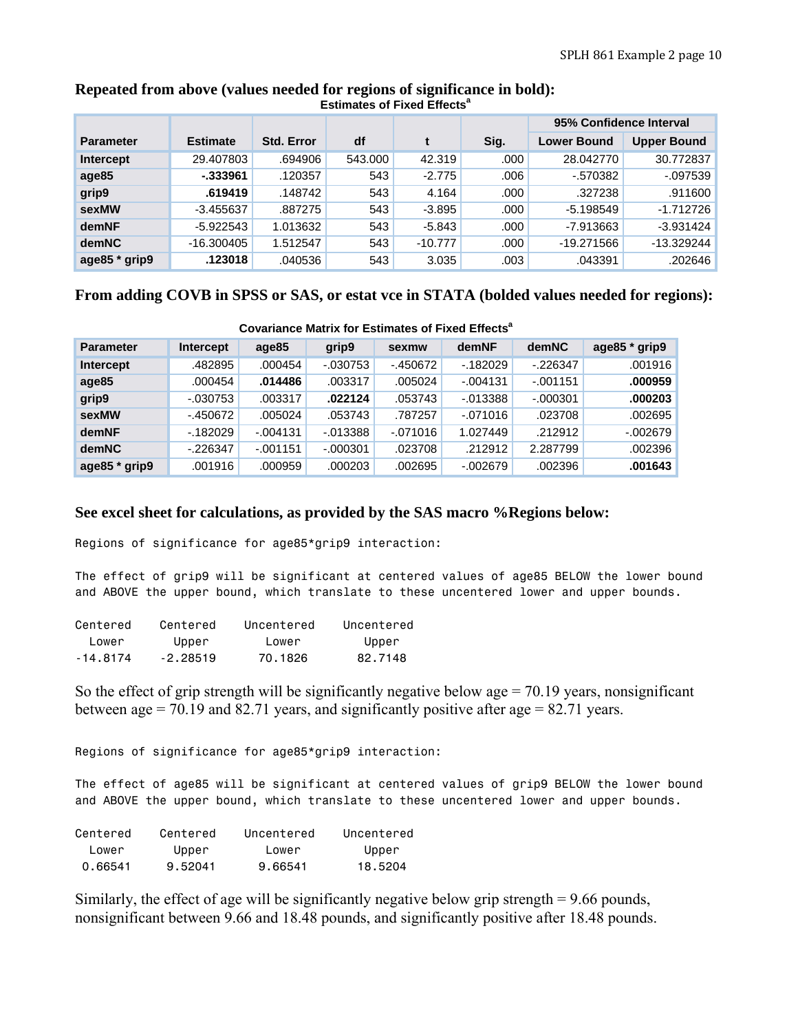**Repeated from above (values needed for regions of significance in bold):**

**Estimates of Fixed Effects[a]**

| Parameter | Estimate | Std. Error | df | t | Sig. | 95% Confidence Interval | |
|---|---|---|---|---|---|---|---|
| | | | | | | Lower Bound | Upper Bound |
| Intercept | 29.407803 | .694906 | 543.000 | 42.319 | .000 | 28.042770 | 30.772837 |
| age85 | **-.333961** | .120357 | 543 | -2.775 | .006 | -.570382 | -.097539 |
| grip9 | **.619419** | .148742 | 543 | 4.164 | .000 | .327238 | .911600 |
| sexMW | -3.455637 | .887275 | 543 | -3.895 | .000 | -5.198549 | -1.712726 |
| demNF | -5.922543 | 1.013632 | 543 | -5.843 | .000 | -7.913663 | -3.931424 |
| demNC | -16.300405 | 1.512547 | 543 | -10.777 | .000 | -19.271566 | -13.329244 |
| age85 * grip9 | **.123018** | .040536 | 543 | 3.035 | .003 | .043391 | .202646 |

**From adding COVB in SPSS or SAS, or estat vce in STATA (bolded values needed for regions):**

**Covariance Matrix for Estimates of Fixed Effects[a]**

| Parameter | Intercept | age85 | grip9 | sexmw | demNF | demNC | age85 * grip9 |
|---|---|---|---|---|---|---|---|
| Intercept | .482895 | .000454 | -.030753 | -.450672 | -.182029 | -.226347 | .001916 |
| age85 | .000454 | **.014486** | .003317 | .005024 | -.004131 | -.001151 | **.000959** |
| grip9 | -.030753 | .003317 | **.022124** | .053743 | -.013388 | -.000301 | **.000203** |
| sexMW | -.450672 | .005024 | .053743 | .787257 | -.071016 | .023708 | .002695 |
| demNF | -.182029 | -.004131 | -.013388 | -.071016 | 1.027449 | .212912 | -.002679 |
| demNC | -.226347 | -.001151 | -.000301 | .023708 | .212912 | 2.287799 | .002396 |
| age85 * grip9 | .001916 | .000959 | .000203 | .002695 | -.002679 | .002396 | **.001643** |

**See excel sheet for calculations, as provided by the SAS macro %Regions below:**

```
Regions of significance for age85*grip9 interaction:

The effect of grip9 will be significant at centered values of age85 BELOW the lower bound
and ABOVE the upper bound, which translate to these uncentered lower and upper bounds.

Centered     Centered     Uncentered     Uncentered
  Lower        Upper         Lower          Upper
-14.8174     -2.28519       70.1826        82.7148
```

So the effect of grip strength will be significantly negative below age = 70.19 years, nonsignificant between age = 70.19 and 82.71 years, and significantly positive after age = 82.71 years.

```
Regions of significance for age85*grip9 interaction:

The effect of age85 will be significant at centered values of grip9 BELOW the lower bound
and ABOVE the upper bound, which translate to these uncentered lower and upper bounds.

Centered     Centered     Uncentered     Uncentered
  Lower        Upper         Lower          Upper
 0.66541      9.52041       9.66541        18.5204
```

Similarly, the effect of age will be significantly negative below grip strength = 9.66 pounds, nonsignificant between 9.66 and 18.48 pounds, and significantly positive after 18.48 pounds.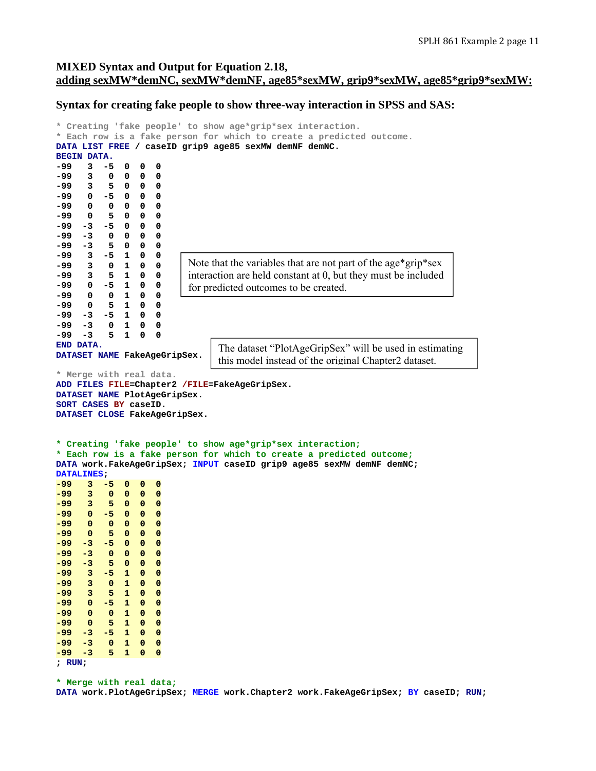## MIXED Syntax and Output for Equation 2.18, adding sexMW*demNC, sexMW*demNF, age85*sexMW, grip9*sexMW, age85*grip9*sexMW:

### Syntax for creating fake people to show three-way interaction in SPSS and SAS:

```
* Creating 'fake people' to show age*grip*sex interaction.
* Each row is a fake person for which to create a predicted outcome.
DATA LIST FREE / caseID grip9 age85 sexMW demNF demNC.
BEGIN DATA.
-99   3  -5  0  0  0
-99   3   0  0  0  0
-99   3   5  0  0  0
-99   0  -5  0  0  0
-99   0   0  0  0  0
-99   0   5  0  0  0
-99  -3  -5  0  0  0
-99  -3   0  0  0  0
-99  -3   5  0  0  0
-99   3  -5  1  0  0
-99   3   0  1  0  0
-99   3   5  1  0  0
-99   0  -5  1  0  0
-99   0   0  1  0  0
-99   0   5  1  0  0
-99  -3  -5  1  0  0
-99  -3   0  1  0  0
-99  -3   5  1  0  0
END DATA.
DATASET NAME FakeAgeGripSex.
```

Note that the variables that are not part of the age*grip*sex interaction are held constant at 0, but they must be included for predicted outcomes to be created.

The dataset "PlotAgeGripSex" will be used in estimating this model instead of the original Chapter2 dataset.

```
* Merge with real data.
ADD FILES FILE=Chapter2 /FILE=FakeAgeGripSex.
DATASET NAME PlotAgeGripSex.
SORT CASES BY caseID.
DATASET CLOSE FakeAgeGripSex.
```

```
* Creating 'fake people' to show age*grip*sex interaction;
* Each row is a fake person for which to create a predicted outcome;
DATA work.FakeAgeGripSex; INPUT caseID grip9 age85 sexMW demNF demNC;
DATALINES;
-99   3  -5  0  0  0
-99   3   0  0  0  0
-99   3   5  0  0  0
-99   0  -5  0  0  0
-99   0   0  0  0  0
-99   0   5  0  0  0
-99  -3  -5  0  0  0
-99  -3   0  0  0  0
-99  -3   5  0  0  0
-99   3  -5  1  0  0
-99   3   0  1  0  0
-99   3   5  1  0  0
-99   0  -5  1  0  0
-99   0   0  1  0  0
-99   0   5  1  0  0
-99  -3  -5  1  0  0
-99  -3   0  1  0  0
-99  -3   5  1  0  0
; RUN;

* Merge with real data;
DATA work.PlotAgeGripSex; MERGE work.Chapter2 work.FakeAgeGripSex; BY caseID; RUN;
```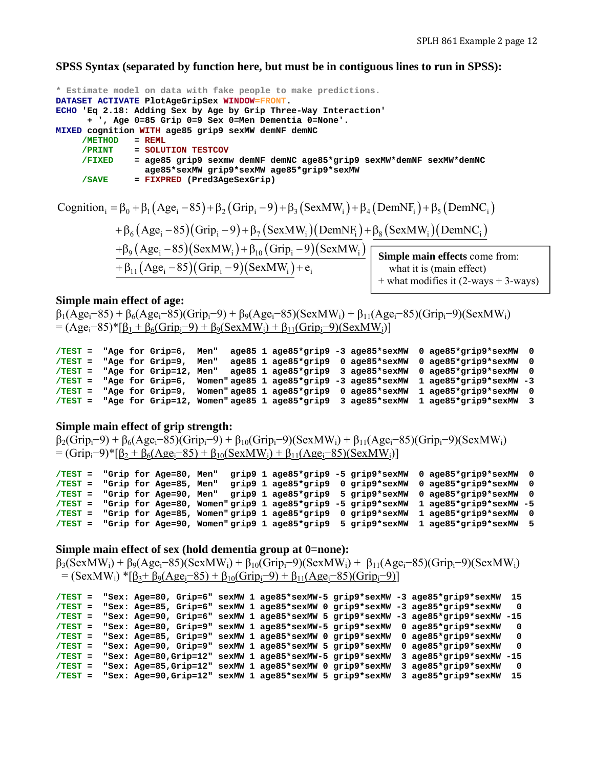## SPSS Syntax (separated by function here, but must be in contiguous lines to run in SPSS):

```
* Estimate model on data with fake people to make predictions.
DATASET ACTIVATE PlotAgeGripSex WINDOW=FRONT.
ECHO 'Eq 2.18: Adding Sex by Age by Grip Three-Way Interaction'
      + ', Age 0=85 Grip 0=9 Sex 0=Men Dementia 0=None'.
MIXED cognition WITH age85 grip9 sexMW demNF demNC
     /METHOD   = REML
     /PRINT    = SOLUTION TESTCOV
     /FIXED    = age85 grip9 sexmw demNF demNC age85*grip9 sexMW*demNF sexMW*demNC
                 age85*sexMW grip9*sexMW age85*grip9*sexMW
     /SAVE     = FIXPRED (Pred3AgeSexGrip)
```

$$
\begin{aligned}
\text{Cognition}_i = & \beta_0 + \beta_1(\text{Age}_i - 85) + \beta_2(\text{Grip}_i - 9) + \beta_3(\text{SexMW}_i) + \beta_4(\text{DemNF}_i) + \beta_5(\text{DemNC}_i) \\
& + \beta_6(\text{Age}_i - 85)(\text{Grip}_i - 9) + \underline{\beta_7(\text{SexMW}_i)(\text{DemNF}_i)} + \underline{\beta_8(\text{SexMW}_i)(\text{DemNC}_i)} \\
& \underline{+\beta_9(\text{Age}_i - 85)(\text{SexMW}_i) + \beta_{10}(\text{Grip}_i - 9)(\text{SexMW}_i)} \\
& \underline{+\beta_{11}(\text{Age}_i - 85)(\text{Grip}_i - 9)(\text{SexMW}_i)} + e_i
\end{aligned}
$$

**Simple main effects** come from:
what it is (main effect)
+ what modifies it (2-ways + 3-ways)

### Simple main effect of age:

$\beta_1(\text{Age}_i-85) + \beta_6(\text{Age}_i-85)(\text{Grip}_i-9) + \beta_9(\text{Age}_i-85)(\text{SexMW}_i) + \beta_{11}(\text{Age}_i-85)(\text{Grip}_i-9)(\text{SexMW}_i)$
$= (\text{Age}_i-85)*[\underline{\beta_1 + \beta_6(\text{Grip}_i-9) + \beta_9(\text{SexMW}_i) + \beta_{11}(\text{Grip}_i-9)(\text{SexMW}_i)}]$

```
/TEST =  "Age for Grip=6,  Men"   age85 1 age85*grip9 -3 age85*sexMW  0 age85*grip9*sexMW  0
/TEST =  "Age for Grip=9,  Men"   age85 1 age85*grip9  0 age85*sexMW  0 age85*grip9*sexMW  0
/TEST =  "Age for Grip=12, Men"   age85 1 age85*grip9  3 age85*sexMW  0 age85*grip9*sexMW  0
/TEST =  "Age for Grip=6,  Women" age85 1 age85*grip9 -3 age85*sexMW  1 age85*grip9*sexMW -3
/TEST =  "Age for Grip=9,  Women" age85 1 age85*grip9  0 age85*sexMW  1 age85*grip9*sexMW  0
/TEST =  "Age for Grip=12, Women" age85 1 age85*grip9  3 age85*sexMW  1 age85*grip9*sexMW  3
```

### Simple main effect of grip strength:

$\beta_2(\text{Grip}_i-9) + \beta_6(\text{Age}_i-85)(\text{Grip}_i-9) + \beta_{10}(\text{Grip}_i-9)(\text{SexMW}_i) + \beta_{11}(\text{Age}_i-85)(\text{Grip}_i-9)(\text{SexMW}_i)$
$= (\text{Grip}_i-9)*[\underline{\beta_2 + \beta_6(\text{Age}_i-85) + \beta_{10}(\text{SexMW}_i) + \beta_{11}(\text{Age}_i-85)(\text{SexMW}_i)}]$

```
/TEST =  "Grip for Age=80, Men"   grip9 1 age85*grip9 -5 grip9*sexMW  0 age85*grip9*sexMW  0
/TEST =  "Grip for Age=85, Men"   grip9 1 age85*grip9  0 grip9*sexMW  0 age85*grip9*sexMW  0
/TEST =  "Grip for Age=90, Men"   grip9 1 age85*grip9  5 grip9*sexMW  0 age85*grip9*sexMW  0
/TEST =  "Grip for Age=80, Women" grip9 1 age85*grip9 -5 grip9*sexMW  1 age85*grip9*sexMW -5
/TEST =  "Grip for Age=85, Women" grip9 1 age85*grip9  0 grip9*sexMW  1 age85*grip9*sexMW  0
/TEST =  "Grip for Age=90, Women" grip9 1 age85*grip9  5 grip9*sexMW  1 age85*grip9*sexMW  5
```

### Simple main effect of sex (hold dementia group at 0=none):

$\beta_3(\text{SexMW}_i) + \beta_9(\text{Age}_i-85)(\text{SexMW}_i) + \beta_{10}(\text{Grip}_i-9)(\text{SexMW}_i) + \beta_{11}(\text{Age}_i-85)(\text{Grip}_i-9)(\text{SexMW}_i)$
$= (\text{SexMW}_i) *[\underline{\beta_3 + \beta_9(\text{Age}_i-85) + \beta_{10}(\text{Grip}_i-9) + \beta_{11}(\text{Age}_i-85)(\text{Grip}_i-9)}]$

```
/TEST =  "Sex: Age=80, Grip=6" sexMW 1 age85*sexMW-5 grip9*sexMW -3 age85*grip9*sexMW  15
/TEST =  "Sex: Age=85, Grip=6" sexMW 1 age85*sexMW 0 grip9*sexMW -3 age85*grip9*sexMW   0
/TEST =  "Sex: Age=90, Grip=6" sexMW 1 age85*sexMW 5 grip9*sexMW -3 age85*grip9*sexMW -15
/TEST =  "Sex: Age=80, Grip=9" sexMW 1 age85*sexMW-5 grip9*sexMW  0 age85*grip9*sexMW   0
/TEST =  "Sex: Age=85, Grip=9" sexMW 1 age85*sexMW 0 grip9*sexMW  0 age85*grip9*sexMW   0
/TEST =  "Sex: Age=90, Grip=9" sexMW 1 age85*sexMW 5 grip9*sexMW  0 age85*grip9*sexMW   0
/TEST =  "Sex: Age=80,Grip=12" sexMW 1 age85*sexMW-5 grip9*sexMW  3 age85*grip9*sexMW -15
/TEST =  "Sex: Age=85,Grip=12" sexMW 1 age85*sexMW 0 grip9*sexMW  3 age85*grip9*sexMW   0
/TEST =  "Sex: Age=90,Grip=12" sexMW 1 age85*sexMW 5 grip9*sexMW  3 age85*grip9*sexMW  15
```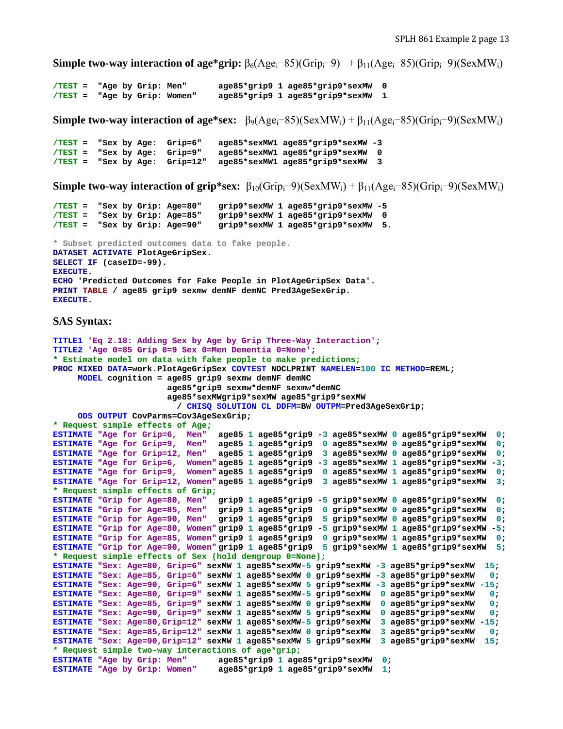**Simple two-way interaction of age*grip:** $\beta_6(Age_i-85)(Grip_i-9) + \beta_{11}(Age_i-85)(Grip_i-9)(SexMW_i)$

```
/TEST =  "Age by Grip: Men"      age85*grip9 1 age85*grip9*sexMW  0
/TEST =  "Age by Grip: Women"    age85*grip9 1 age85*grip9*sexMW  1
```

**Simple two-way interaction of age*sex:** $\beta_9(Age_i-85)(SexMW_i) + \beta_{11}(Age_i-85)(Grip_i-9)(SexMW_i)$

```
/TEST =  "Sex by Age:  Grip=6"    age85*sexMW1 age85*grip9*sexMW -3
/TEST =  "Sex by Age:  Grip=9"    age85*sexMW1 age85*grip9*sexMW  0
/TEST =  "Sex by Age:  Grip=12"   age85*sexMW1 age85*grip9*sexMW  3
```

**Simple two-way interaction of grip*sex:** $\beta_{10}(Grip_i-9)(SexMW_i) + \beta_{11}(Age_i-85)(Grip_i-9)(SexMW_i)$

```
/TEST =  "Sex by Grip: Age=80"    grip9*sexMW 1 age85*grip9*sexMW -5
/TEST =  "Sex by Grip: Age=85"    grip9*sexMW 1 age85*grip9*sexMW  0
/TEST =  "Sex by Grip: Age=90"    grip9*sexMW 1 age85*grip9*sexMW  5.

* Subset predicted outcomes data to fake people.
DATASET ACTIVATE PlotAgeGripSex.
SELECT IF (caseID=-99).
EXECUTE.
ECHO 'Predicted Outcomes for Fake People in PlotAgeGripSex Data'.
PRINT TABLE / age85 grip9 sexmw demNF demNC Pred3AgeSexGrip.
EXECUTE.
```

**SAS Syntax:**

```
TITLE1 'Eq 2.18: Adding Sex by Age by Grip Three-Way Interaction';
TITLE2 'Age 0=85 Grip 0=9 Sex 0=Men Dementia 0=None';
* Estimate model on data with fake people to make predictions;
PROC MIXED DATA=work.PlotAgeGripSex COVTEST NOCLPRINT NAMELEN=100 IC METHOD=REML;
     MODEL cognition = age85 grip9 sexmw demNF demNC
                       age85*grip9 sexmw*demNF sexmw*demNC
                       age85*sexMWgrip9*sexMW age85*grip9*sexMW
                         / CHISQ SOLUTION CL DDFM=BW OUTPM=Pred3AgeSexGrip;
     ODS OUTPUT CovParms=Cov3AgeSexGrip;
* Request simple effects of Age;
ESTIMATE "Age for Grip=6,  Men"   age85 1 age85*grip9 -3 age85*sexMW 0 age85*grip9*sexMW  0;
ESTIMATE "Age for Grip=9,  Men"   age85 1 age85*grip9  0 age85*sexMW 0 age85*grip9*sexMW  0;
ESTIMATE "Age for Grip=12, Men"   age85 1 age85*grip9  3 age85*sexMW 0 age85*grip9*sexMW  0;
ESTIMATE "Age for Grip=6,  Women" age85 1 age85*grip9 -3 age85*sexMW 1 age85*grip9*sexMW -3;
ESTIMATE "Age for Grip=9,  Women" age85 1 age85*grip9  0 age85*sexMW 1 age85*grip9*sexMW  0;
ESTIMATE "Age for Grip=12, Women" age85 1 age85*grip9  3 age85*sexMW 1 age85*grip9*sexMW  3;
* Request simple effects of Grip;
ESTIMATE "Grip for Age=80, Men"   grip9 1 age85*grip9 -5 grip9*sexMW 0 age85*grip9*sexMW  0;
ESTIMATE "Grip for Age=85, Men"   grip9 1 age85*grip9  0 grip9*sexMW 0 age85*grip9*sexMW  0;
ESTIMATE "Grip for Age=90, Men"   grip9 1 age85*grip9  5 grip9*sexMW 0 age85*grip9*sexMW  0;
ESTIMATE "Grip for Age=80, Women" grip9 1 age85*grip9 -5 grip9*sexMW 1 age85*grip9*sexMW -5;
ESTIMATE "Grip for Age=85, Women" grip9 1 age85*grip9  0 grip9*sexMW 1 age85*grip9*sexMW  0;
ESTIMATE "Grip for Age=90, Women" grip9 1 age85*grip9  5 grip9*sexMW 1 age85*grip9*sexMW  5;
* Request simple effects of Sex (hold demgroup 0=None);
ESTIMATE "Sex: Age=80, Grip=6" sexMW 1 age85*sexMW-5 grip9*sexMW -3 age85*grip9*sexMW  15;
ESTIMATE "Sex: Age=85, Grip=6" sexMW 1 age85*sexMW 0 grip9*sexMW -3 age85*grip9*sexMW   0;
ESTIMATE "Sex: Age=90, Grip=6" sexMW 1 age85*sexMW 5 grip9*sexMW -3 age85*grip9*sexMW -15;
ESTIMATE "Sex: Age=80, Grip=9" sexMW 1 age85*sexMW-5 grip9*sexMW  0 age85*grip9*sexMW   0;
ESTIMATE "Sex: Age=85, Grip=9" sexMW 1 age85*sexMW 0 grip9*sexMW  0 age85*grip9*sexMW   0;
ESTIMATE "Sex: Age=90, Grip=9" sexMW 1 age85*sexMW 5 grip9*sexMW  0 age85*grip9*sexMW   0;
ESTIMATE "Sex: Age=80,Grip=12" sexMW 1 age85*sexMW-5 grip9*sexMW  3 age85*grip9*sexMW -15;
ESTIMATE "Sex: Age=85,Grip=12" sexMW 1 age85*sexMW 0 grip9*sexMW  3 age85*grip9*sexMW   0;
ESTIMATE "Sex: Age=90,Grip=12" sexMW 1 age85*sexMW 5 grip9*sexMW  3 age85*grip9*sexMW  15;
* Request simple two-way interactions of age*grip;
ESTIMATE "Age by Grip: Men"       age85*grip9 1 age85*grip9*sexMW  0;
ESTIMATE "Age by Grip: Women"     age85*grip9 1 age85*grip9*sexMW  1;
```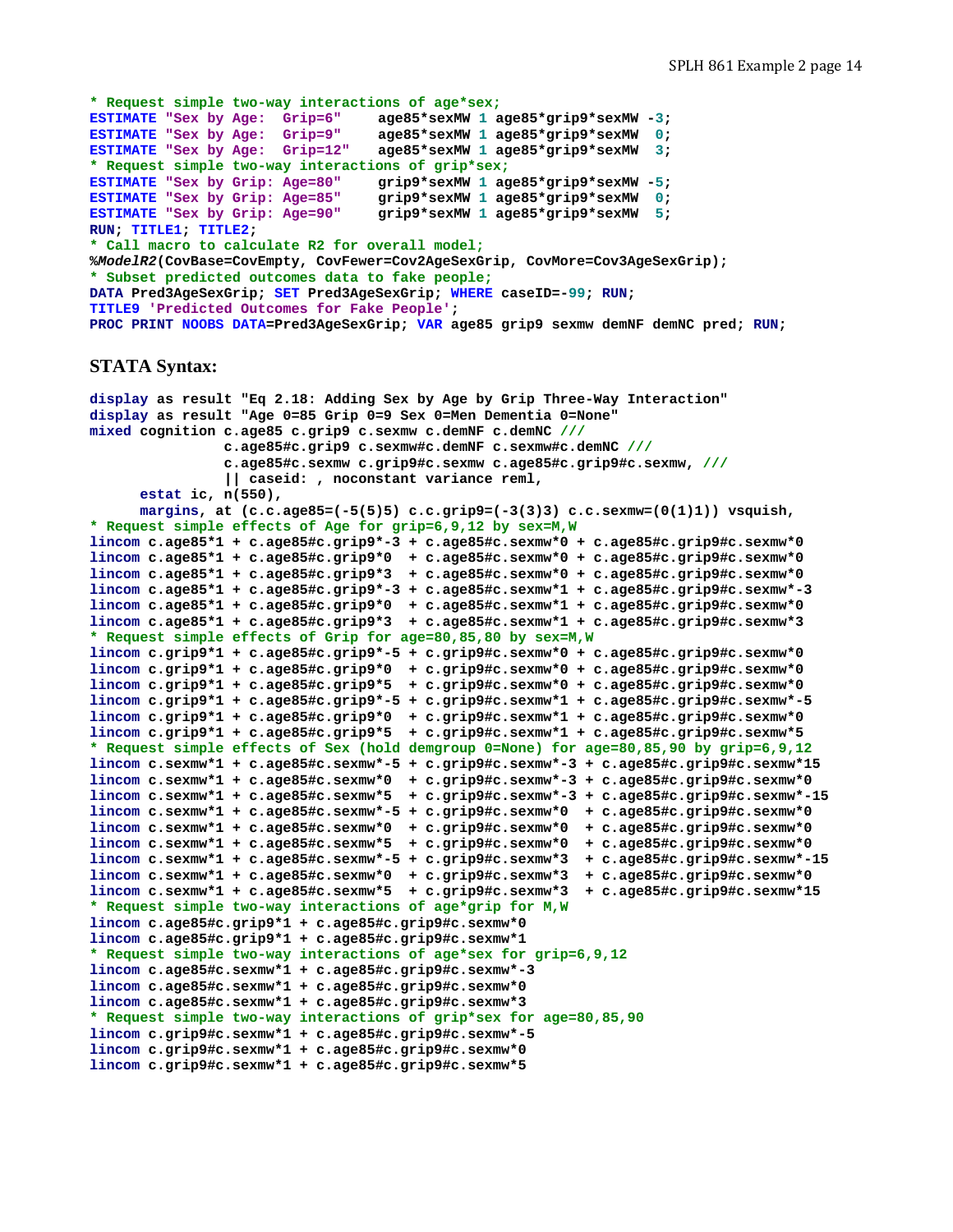```
* Request simple two-way interactions of age*sex;
ESTIMATE "Sex by Age:  Grip=6"     age85*sexMW 1 age85*grip9*sexMW -3;
ESTIMATE "Sex by Age:  Grip=9"     age85*sexMW 1 age85*grip9*sexMW  0;
ESTIMATE "Sex by Age:  Grip=12"    age85*sexMW 1 age85*grip9*sexMW  3;
* Request simple two-way interactions of grip*sex;
ESTIMATE "Sex by Grip: Age=80"     grip9*sexMW 1 age85*grip9*sexMW -5;
ESTIMATE "Sex by Grip: Age=85"     grip9*sexMW 1 age85*grip9*sexMW  0;
ESTIMATE "Sex by Grip: Age=90"     grip9*sexMW 1 age85*grip9*sexMW  5;
RUN; TITLE1; TITLE2;
* Call macro to calculate R2 for overall model;
%ModelR2(CovBase=CovEmpty, CovFewer=Cov2AgeSexGrip, CovMore=Cov3AgeSexGrip);
* Subset predicted outcomes data to fake people;
DATA Pred3AgeSexGrip; SET Pred3AgeSexGrip; WHERE caseID=-99; RUN;
TITLE9 'Predicted Outcomes for Fake People';
PROC PRINT NOOBS DATA=Pred3AgeSexGrip; VAR age85 grip9 sexmw demNF demNC pred; RUN;
```

### STATA Syntax:

```
display as result "Eq 2.18: Adding Sex by Age by Grip Three-Way Interaction"
display as result "Age 0=85 Grip 0=9 Sex 0=Men Dementia 0=None"
mixed cognition c.age85 c.grip9 c.sexmw c.demNF c.demNC ///
                c.age85#c.grip9 c.sexmw#c.demNF c.sexmw#c.demNC ///
                c.age85#c.sexmw c.grip9#c.sexmw c.age85#c.grip9#c.sexmw, ///
                || caseid: , noconstant variance reml,
      estat ic, n(550),
      margins, at (c.c.age85=(-5(5)5) c.c.grip9=(-3(3)3) c.c.sexmw=(0(1)1)) vsquish,
* Request simple effects of Age for grip=6,9,12 by sex=M,W
lincom c.age85*1 + c.age85#c.grip9*-3 + c.age85#c.sexmw*0 + c.age85#c.grip9#c.sexmw*0
lincom c.age85*1 + c.age85#c.grip9*0  + c.age85#c.sexmw*0 + c.age85#c.grip9#c.sexmw*0
lincom c.age85*1 + c.age85#c.grip9*3  + c.age85#c.sexmw*0 + c.age85#c.grip9#c.sexmw*0
lincom c.age85*1 + c.age85#c.grip9*-3 + c.age85#c.sexmw*1 + c.age85#c.grip9#c.sexmw*-3
lincom c.age85*1 + c.age85#c.grip9*0  + c.age85#c.sexmw*1 + c.age85#c.grip9#c.sexmw*0
lincom c.age85*1 + c.age85#c.grip9*3  + c.age85#c.sexmw*1 + c.age85#c.grip9#c.sexmw*3
* Request simple effects of Grip for age=80,85,80 by sex=M,W
lincom c.grip9*1 + c.age85#c.grip9*-5 + c.grip9#c.sexmw*0 + c.age85#c.grip9#c.sexmw*0
lincom c.grip9*1 + c.age85#c.grip9*0  + c.grip9#c.sexmw*0 + c.age85#c.grip9#c.sexmw*0
lincom c.grip9*1 + c.age85#c.grip9*5  + c.grip9#c.sexmw*0 + c.age85#c.grip9#c.sexmw*0
lincom c.grip9*1 + c.age85#c.grip9*-5 + c.grip9#c.sexmw*1 + c.age85#c.grip9#c.sexmw*-5
lincom c.grip9*1 + c.age85#c.grip9*0  + c.grip9#c.sexmw*1 + c.age85#c.grip9#c.sexmw*0
lincom c.grip9*1 + c.age85#c.grip9*5  + c.grip9#c.sexmw*1 + c.age85#c.grip9#c.sexmw*5
* Request simple effects of Sex (hold demgroup 0=None) for age=80,85,90 by grip=6,9,12
lincom c.sexmw*1 + c.age85#c.sexmw*-5 + c.grip9#c.sexmw*-3 + c.age85#c.grip9#c.sexmw*15
lincom c.sexmw*1 + c.age85#c.sexmw*0  + c.grip9#c.sexmw*-3 + c.age85#c.grip9#c.sexmw*0
lincom c.sexmw*1 + c.age85#c.sexmw*5  + c.grip9#c.sexmw*-3 + c.age85#c.grip9#c.sexmw*-15
lincom c.sexmw*1 + c.age85#c.sexmw*-5 + c.grip9#c.sexmw*0  + c.age85#c.grip9#c.sexmw*0
lincom c.sexmw*1 + c.age85#c.sexmw*0  + c.grip9#c.sexmw*0  + c.age85#c.grip9#c.sexmw*0
lincom c.sexmw*1 + c.age85#c.sexmw*5  + c.grip9#c.sexmw*0  + c.age85#c.grip9#c.sexmw*0
lincom c.sexmw*1 + c.age85#c.sexmw*-5 + c.grip9#c.sexmw*3  + c.age85#c.grip9#c.sexmw*-15
lincom c.sexmw*1 + c.age85#c.sexmw*0  + c.grip9#c.sexmw*3  + c.age85#c.grip9#c.sexmw*0
lincom c.sexmw*1 + c.age85#c.sexmw*5  + c.grip9#c.sexmw*3  + c.age85#c.grip9#c.sexmw*15
* Request simple two-way interactions of age*grip for M,W
lincom c.age85#c.grip9*1 + c.age85#c.grip9#c.sexmw*0
lincom c.age85#c.grip9*1 + c.age85#c.grip9#c.sexmw*1
* Request simple two-way interactions of age*sex for grip=6,9,12
lincom c.age85#c.sexmw*1 + c.age85#c.grip9#c.sexmw*-3
lincom c.age85#c.sexmw*1 + c.age85#c.grip9#c.sexmw*0
lincom c.age85#c.sexmw*1 + c.age85#c.grip9#c.sexmw*3
* Request simple two-way interactions of grip*sex for age=80,85,90
lincom c.grip9#c.sexmw*1 + c.age85#c.grip9#c.sexmw*-5
lincom c.grip9#c.sexmw*1 + c.age85#c.grip9#c.sexmw*0
lincom c.grip9#c.sexmw*1 + c.age85#c.grip9#c.sexmw*5
```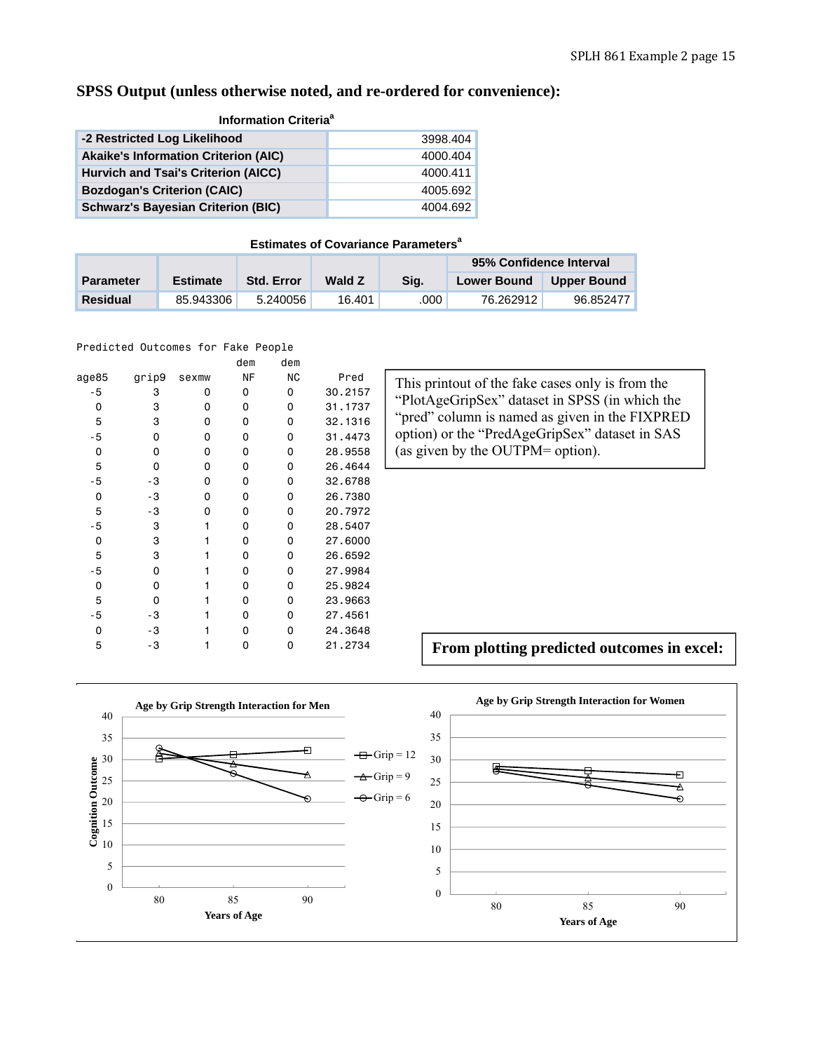## SPSS Output (unless otherwise noted, and re-ordered for convenience):

**Information Criteria[a]**

| | |
|---|---|
| -2 Restricted Log Likelihood | 3998.404 |
| Akaike's Information Criterion (AIC) | 4000.404 |
| Hurvich and Tsai's Criterion (AICC) | 4000.411 |
| Bozdogan's Criterion (CAIC) | 4005.692 |
| Schwarz's Bayesian Criterion (BIC) | 4004.692 |

**Estimates of Covariance Parameters[a]**

| Parameter | Estimate | Std. Error | Wald Z | Sig. | 95% Confidence Interval | |
|---|---|---|---|---|---|---|
| | | | | | Lower Bound | Upper Bound |
| Residual | 85.943306 | 5.240056 | 16.401 | .000 | 76.262912 | 96.852477 |

```
Predicted Outcomes for Fake People
                              dem      dem
age85    grip9   sexmw        NF       NC         Pred
  -5        3       0          0        0      30.2157
   0        3       0          0        0      31.1737
   5        3       0          0        0      32.1316
  -5        0       0          0        0      31.4473
   0        0       0          0        0      28.9558
   5        0       0          0        0      26.4644
  -5       -3       0          0        0      32.6788
   0       -3       0          0        0      26.7380
   5       -3       0          0        0      20.7972
  -5        3       1          0        0      28.5407
   0        3       1          0        0      27.6000
   5        3       1          0        0      26.6592
  -5        0       1          0        0      27.9984
   0        0       1          0        0      25.9824
   5        0       1          0        0      23.9663
  -5       -3       1          0        0      27.4561
   0       -3       1          0        0      24.3648
   5       -3       1          0        0      21.2734
```

This printout of the fake cases only is from the "PlotAgeGripSex" dataset in SPSS (in which the "pred" column is named as given in the FIXPRED option) or the "PredAgeGripSex" dataset in SAS (as given by the OUTPM= option).

**From plotting predicted outcomes in excel:**

Age by Grip Strength Interaction for Men

Age by Grip Strength Interaction for Women

Cognition Outcome; Years of Age; Grip = 12; Grip = 9; Grip = 6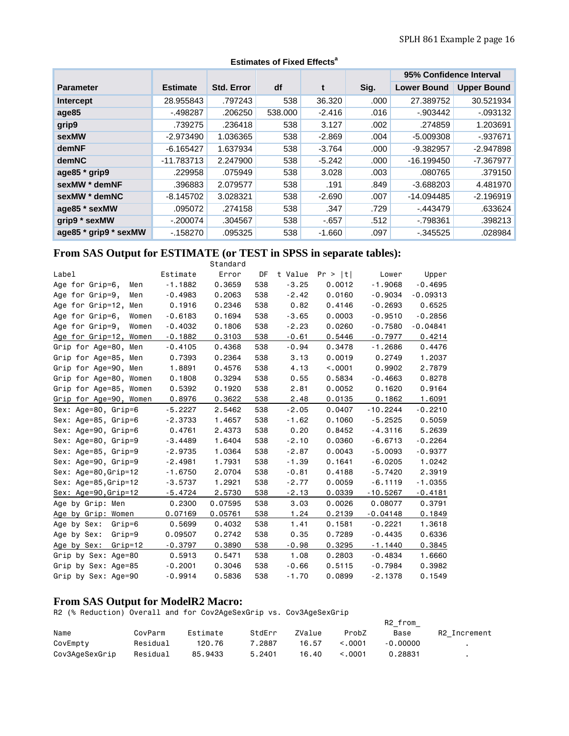**Estimates of Fixed Effects[a]**

| Parameter | Estimate | Std. Error | df | t | Sig. | 95% Confidence Interval | |
|---|---|---|---|---|---|---|---|
| | | | | | | Lower Bound | Upper Bound |
| Intercept | 28.955843 | .797243 | 538 | 36.320 | .000 | 27.389752 | 30.521934 |
| age85 | -.498287 | .206250 | 538.000 | -2.416 | .016 | -.903442 | -.093132 |
| grip9 | .739275 | .236418 | 538 | 3.127 | .002 | .274859 | 1.203691 |
| sexMW | -2.973490 | 1.036365 | 538 | -2.869 | .004 | -5.009308 | -.937671 |
| demNF | -6.165427 | 1.637934 | 538 | -3.764 | .000 | -9.382957 | -2.947898 |
| demNC | -11.783713 | 2.247900 | 538 | -5.242 | .000 | -16.199450 | -7.367977 |
| age85 * grip9 | .229958 | .075949 | 538 | 3.028 | .003 | .080765 | .379150 |
| sexMW * demNF | .396883 | 2.079577 | 538 | .191 | .849 | -3.688203 | 4.481970 |
| sexMW * demNC | -8.145702 | 3.028321 | 538 | -2.690 | .007 | -14.094485 | -2.196919 |
| age85 * sexMW | .095072 | .274158 | 538 | .347 | .729 | -.443479 | .633624 |
| grip9 * sexMW | -.200074 | .304567 | 538 | -.657 | .512 | -.798361 | .398213 |
| age85 * grip9 * sexMW | -.158270 | .095325 | 538 | -1.660 | .097 | -.345525 | .028984 |

## From SAS Output for ESTIMATE (or TEST in SPSS in separate tables):

| Label | Estimate | Standard Error | DF | t Value | Pr > \|t\| | Lower | Upper |
|---|---|---|---|---|---|---|---|
| Age for Grip=6, Men | -1.1882 | 0.3659 | 538 | -3.25 | 0.0012 | -1.9068 | -0.4695 |
| Age for Grip=9, Men | -0.4983 | 0.2063 | 538 | -2.42 | 0.0160 | -0.9034 | -0.09313 |
| Age for Grip=12, Men | 0.1916 | 0.2346 | 538 | 0.82 | 0.4146 | -0.2693 | 0.6525 |
| Age for Grip=6, Women | -0.6183 | 0.1694 | 538 | -3.65 | 0.0003 | -0.9510 | -0.2856 |
| Age for Grip=9, Women | -0.4032 | 0.1806 | 538 | -2.23 | 0.0260 | -0.7580 | -0.04841 |
| Age for Grip=12, Women | -0.1882 | 0.3103 | 538 | -0.61 | 0.5446 | -0.7977 | 0.4214 |
| Grip for Age=80, Men | -0.4105 | 0.4368 | 538 | -0.94 | 0.3478 | -1.2686 | 0.4476 |
| Grip for Age=85, Men | 0.7393 | 0.2364 | 538 | 3.13 | 0.0019 | 0.2749 | 1.2037 |
| Grip for Age=90, Men | 1.8891 | 0.4576 | 538 | 4.13 | <.0001 | 0.9902 | 2.7879 |
| Grip for Age=80, Women | 0.1808 | 0.3294 | 538 | 0.55 | 0.5834 | -0.4663 | 0.8278 |
| Grip for Age=85, Women | 0.5392 | 0.1920 | 538 | 2.81 | 0.0052 | 0.1620 | 0.9164 |
| Grip for Age=90, Women | 0.8976 | 0.3622 | 538 | 2.48 | 0.0135 | 0.1862 | 1.6091 |
| Sex: Age=80, Grip=6 | -5.2227 | 2.5462 | 538 | -2.05 | 0.0407 | -10.2244 | -0.2210 |
| Sex: Age=85, Grip=6 | -2.3733 | 1.4657 | 538 | -1.62 | 0.1060 | -5.2525 | 0.5059 |
| Sex: Age=90, Grip=6 | 0.4761 | 2.4373 | 538 | 0.20 | 0.8452 | -4.3116 | 5.2639 |
| Sex: Age=80, Grip=9 | -3.4489 | 1.6404 | 538 | -2.10 | 0.0360 | -6.6713 | -0.2264 |
| Sex: Age=85, Grip=9 | -2.9735 | 1.0364 | 538 | -2.87 | 0.0043 | -5.0093 | -0.9377 |
| Sex: Age=90, Grip=9 | -2.4981 | 1.7931 | 538 | -1.39 | 0.1641 | -6.0205 | 1.0242 |
| Sex: Age=80,Grip=12 | -1.6750 | 2.0704 | 538 | -0.81 | 0.4188 | -5.7420 | 2.3919 |
| Sex: Age=85,Grip=12 | -3.5737 | 1.2921 | 538 | -2.77 | 0.0059 | -6.1119 | -1.0355 |
| Sex: Age=90,Grip=12 | -5.4724 | 2.5730 | 538 | -2.13 | 0.0339 | -10.5267 | -0.4181 |
| Age by Grip: Men | 0.2300 | 0.07595 | 538 | 3.03 | 0.0026 | 0.08077 | 0.3791 |
| Age by Grip: Women | 0.07169 | 0.05761 | 538 | 1.24 | 0.2139 | -0.04148 | 0.1849 |
| Age by Sex: Grip=6 | 0.5699 | 0.4032 | 538 | 1.41 | 0.1581 | -0.2221 | 1.3618 |
| Age by Sex: Grip=9 | 0.09507 | 0.2742 | 538 | 0.35 | 0.7289 | -0.4435 | 0.6336 |
| Age by Sex: Grip=12 | -0.3797 | 0.3890 | 538 | -0.98 | 0.3295 | -1.1440 | 0.3845 |
| Grip by Sex: Age=80 | 0.5913 | 0.5471 | 538 | 1.08 | 0.2803 | -0.4834 | 1.6660 |
| Grip by Sex: Age=85 | -0.2001 | 0.3046 | 538 | -0.66 | 0.5115 | -0.7984 | 0.3982 |
| Grip by Sex: Age=90 | -0.9914 | 0.5836 | 538 | -1.70 | 0.0899 | -2.1378 | 0.1549 |

## From SAS Output for ModelR2 Macro:

R2 (% Reduction) Overall and for Cov2AgeSexGrip vs. Cov3AgeSexGrip

| Name | CovParm | Estimate | StdErr | ZValue | ProbZ | R2_from_Base | R2_Increment |
|---|---|---|---|---|---|---|---|
| CovEmpty | Residual | 120.76 | 7.2887 | 16.57 | <.0001 | -0.00000 | . |
| Cov3AgeSexGrip | Residual | 85.9433 | 5.2401 | 16.40 | <.0001 | 0.28831 | . |